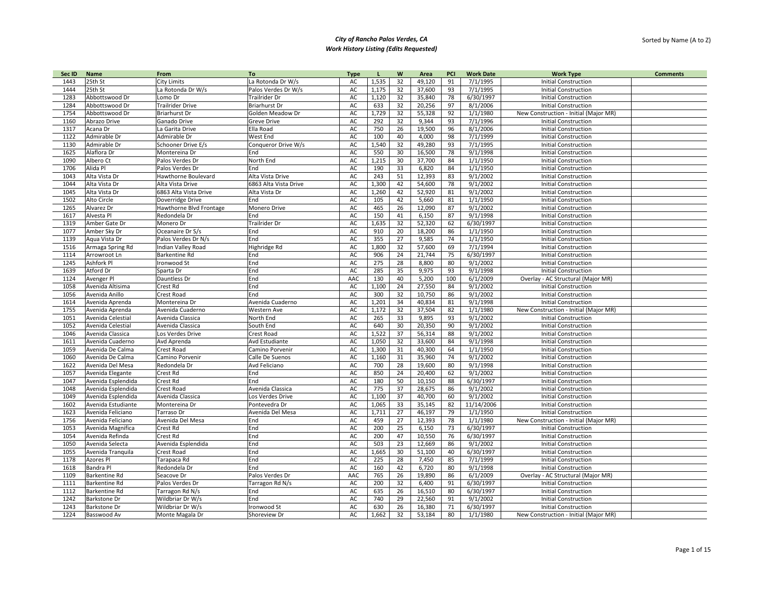**City of Rancho Palos Verdes, CA**
***Work History Listing (Edits Requested)***

Sorted by Name (A to Z)

| Sec ID | Name | From | To | Type | L | W | Area | PCI | Work Date | Work Type | Comments |
|---|---|---|---|---|---|---|---|---|---|---|---|
| 1443 | 25th St | City Limits | La Rotonda Dr W/s | AC | 1,535 | 32 | 49,120 | 91 | 7/1/1995 | Initial Construction | |
| 1444 | 25th St | La Rotonda Dr W/s | Palos Verdes Dr W/s | AC | 1,175 | 32 | 37,600 | 93 | 7/1/1995 | Initial Construction | |
| 1283 | Abbottswood Dr | Lomo Dr | Trailrider Dr | AC | 1,120 | 32 | 35,840 | 78 | 6/30/1997 | Initial Construction | |
| 1284 | Abbottswood Dr | Trailrider Drive | Briarhurst Dr | AC | 633 | 32 | 20,256 | 97 | 8/1/2006 | Initial Construction | |
| 1754 | Abbottswood Dr | Briarhurst Dr | Golden Meadow Dr | AC | 1,729 | 32 | 55,328 | 92 | 1/1/1980 | New Construction - Initial (Major MR) | |
| 1160 | Abrazo Drive | Ganado Drive | Greve Drive | AC | 292 | 32 | 9,344 | 93 | 7/1/1996 | Initial Construction | |
| 1317 | Acana Dr | La Garita Drive | Ella Road | AC | 750 | 26 | 19,500 | 96 | 8/1/2006 | Initial Construction | |
| 1122 | Admirable Dr | Admirable Dr | West End | AC | 100 | 40 | 4,000 | 98 | 7/1/1999 | Initial Construction | |
| 1130 | Admirable Dr | Schooner Drive E/s | Conqueror Drive W/s | AC | 1,540 | 32 | 49,280 | 93 | 7/1/1995 | Initial Construction | |
| 1625 | Alaflora Dr | Montereina Dr | End | AC | 550 | 30 | 16,500 | 78 | 9/1/1998 | Initial Construction | |
| 1090 | Albero Ct | Palos Verdes Dr | North End | AC | 1,215 | 30 | 37,700 | 84 | 1/1/1950 | Initial Construction | |
| 1706 | Alida Pl | Palos Verdes Dr | End | AC | 190 | 33 | 6,820 | 84 | 1/1/1950 | Initial Construction | |
| 1043 | Alta Vista Dr | Hawthorne Boulevard | Alta Vista Drive | AC | 243 | 51 | 12,393 | 83 | 9/1/2002 | Initial Construction | |
| 1044 | Alta Vista Dr | Alta Vista Drive | 6863 Alta Vista Drive | AC | 1,300 | 42 | 54,600 | 78 | 9/1/2002 | Initial Construction | |
| 1045 | Alta Vista Dr | 6863 Alta Vista Drive | Alta Vista Dr | AC | 1,260 | 42 | 52,920 | 81 | 9/1/2002 | Initial Construction | |
| 1502 | Alto Circle | Doverridge Drive | End | AC | 105 | 42 | 5,660 | 81 | 1/1/1950 | Initial Construction | |
| 1265 | Alvarez Dr | Hawthorne Blvd Frontage | Monero Drive | AC | 465 | 26 | 12,090 | 87 | 9/1/2002 | Initial Construction | |
| 1617 | Alvesta Pl | Redondela Dr | End | AC | 150 | 41 | 6,150 | 87 | 9/1/1998 | Initial Construction | |
| 1319 | Amber Gate Dr | Monero Dr | Trailrider Dr | AC | 1,635 | 32 | 52,320 | 62 | 6/30/1997 | Initial Construction | |
| 1077 | Amber Sky Dr | Oceanaire Dr S/s | End | AC | 910 | 20 | 18,200 | 86 | 1/1/1950 | Initial Construction | |
| 1139 | Aqua Vista Dr | Palos Verdes Dr N/s | End | AC | 355 | 27 | 9,585 | 74 | 1/1/1950 | Initial Construction | |
| 1516 | Armaga Spring Rd | Indian Valley Road | Highridge Rd | AC | 1,800 | 32 | 57,600 | 69 | 7/1/1994 | Initial Construction | |
| 1114 | Arrowroot Ln | Barkentine Rd | End | AC | 906 | 24 | 21,744 | 75 | 6/30/1997 | Initial Construction | |
| 1245 | Ashfork Pl | Ironwood St | End | AC | 275 | 28 | 8,800 | 80 | 9/1/2002 | Initial Construction | |
| 1639 | Atford Dr | Sparta Dr | End | AC | 285 | 35 | 9,975 | 93 | 9/1/1998 | Initial Construction | |
| 1124 | Avenger Pl | Dauntless Dr | End | AAC | 130 | 40 | 5,200 | 100 | 6/1/2009 | Overlay - AC Structural (Major MR) | |
| 1058 | Avenida Altisima | Crest Rd | End | AC | 1,100 | 24 | 27,550 | 84 | 9/1/2002 | Initial Construction | |
| 1056 | Avenida Anillo | Crest Road | End | AC | 300 | 32 | 10,750 | 86 | 9/1/2002 | Initial Construction | |
| 1614 | Avenida Aprenda | Montereina Dr | Avenida Cuaderno | AC | 1,201 | 34 | 40,834 | 81 | 9/1/1998 | Initial Construction | |
| 1755 | Avenida Aprenda | Avenida Cuaderno | Western Ave | AC | 1,172 | 32 | 37,504 | 82 | 1/1/1980 | New Construction - Initial (Major MR) | |
| 1051 | Avenida Celestial | Avenida Classica | North End | AC | 265 | 33 | 9,895 | 93 | 9/1/2002 | Initial Construction | |
| 1052 | Avenida Celestial | Avenida Classica | South End | AC | 640 | 30 | 20,350 | 90 | 9/1/2002 | Initial Construction | |
| 1046 | Avenida Classica | Los Verdes Drive | Crest Road | AC | 1,522 | 37 | 56,314 | 88 | 9/1/2002 | Initial Construction | |
| 1611 | Avenida Cuaderno | Avd Aprenda | Avd Estudiante | AC | 1,050 | 32 | 33,600 | 84 | 9/1/1998 | Initial Construction | |
| 1059 | Avenida De Calma | Crest Road | Camino Porvenir | AC | 1,300 | 31 | 40,300 | 64 | 1/1/1950 | Initial Construction | |
| 1060 | Avenida De Calma | Camino Porvenir | Calle De Suenos | AC | 1,160 | 31 | 35,960 | 74 | 9/1/2002 | Initial Construction | |
| 1622 | Avenida Del Mesa | Redondela Dr | Avd Feliciano | AC | 700 | 28 | 19,600 | 80 | 9/1/1998 | Initial Construction | |
| 1057 | Avenida Elegante | Crest Rd | End | AC | 850 | 24 | 20,400 | 62 | 9/1/2002 | Initial Construction | |
| 1047 | Avenida Esplendida | Crest Rd | End | AC | 180 | 50 | 10,150 | 88 | 6/30/1997 | Initial Construction | |
| 1048 | Avenida Esplendida | Crest Road | Avenida Classica | AC | 775 | 37 | 28,675 | 86 | 9/1/2002 | Initial Construction | |
| 1049 | Avenida Esplendida | Avenida Classica | Los Verdes Drive | AC | 1,100 | 37 | 40,700 | 60 | 9/1/2002 | Initial Construction | |
| 1602 | Avenida Estudiante | Montereina Dr | Pontevedra Dr | AC | 1,065 | 33 | 35,145 | 82 | 11/14/2006 | Initial Construction | |
| 1623 | Avenida Feliciano | Tarraso Dr | Avenida Del Mesa | AC | 1,711 | 27 | 46,197 | 79 | 1/1/1950 | Initial Construction | |
| 1756 | Avenida Feliciano | Avenida Del Mesa | End | AC | 459 | 27 | 12,393 | 78 | 1/1/1980 | New Construction - Initial (Major MR) | |
| 1053 | Avenida Magnifica | Crest Rd | End | AC | 200 | 25 | 6,150 | 73 | 6/30/1997 | Initial Construction | |
| 1054 | Avenida Refinda | Crest Rd | End | AC | 200 | 47 | 10,550 | 76 | 6/30/1997 | Initial Construction | |
| 1050 | Avenida Selecta | Avenida Esplendida | End | AC | 503 | 23 | 12,669 | 86 | 9/1/2002 | Initial Construction | |
| 1055 | Avenida Tranquila | Crest Road | End | AC | 1,665 | 30 | 51,100 | 40 | 6/30/1997 | Initial Construction | |
| 1178 | Azores Pl | Tarapaca Rd | End | AC | 225 | 28 | 7,450 | 85 | 7/1/1999 | Initial Construction | |
| 1618 | Bandra Pl | Redondela Dr | End | AC | 160 | 42 | 6,720 | 80 | 9/1/1998 | Initial Construction | |
| 1109 | Barkentine Rd | Seacove Dr | Palos Verdes Dr | AAC | 765 | 26 | 19,890 | 86 | 6/1/2009 | Overlay - AC Structural (Major MR) | |
| 1111 | Barkentine Rd | Palos Verdes Dr | Tarragon Rd N/s | AC | 200 | 32 | 6,400 | 91 | 6/30/1997 | Initial Construction | |
| 1112 | Barkentine Rd | Tarragon Rd N/s | End | AC | 635 | 26 | 16,510 | 80 | 6/30/1997 | Initial Construction | |
| 1242 | Barkstone Dr | Wildbriar Dr W/s | End | AC | 740 | 29 | 22,560 | 91 | 9/1/2002 | Initial Construction | |
| 1243 | Barkstone Dr | Wildbriar Dr W/s | Ironwood St | AC | 630 | 26 | 16,380 | 71 | 6/30/1997 | Initial Construction | |
| 1224 | Basswood Av | Monte Magala Dr | Shoreview Dr | AC | 1,662 | 32 | 53,184 | 80 | 1/1/1980 | New Construction - Initial (Major MR) | |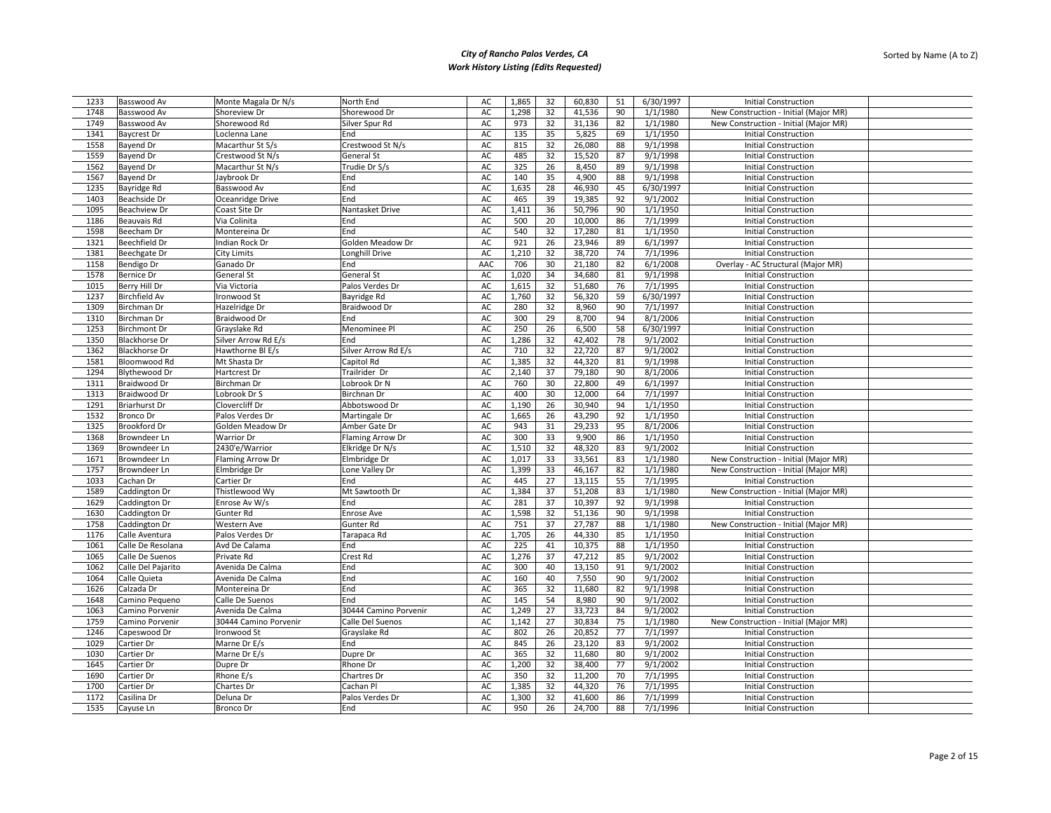*City of Rancho Palos Verdes, CA*
*Work History Listing (Edits Requested)*

Sorted by Name (A to Z)

| | | | | | | | | | | | |
|---|---|---|---|---|---|---|---|---|---|---|---|
| 1233 | Basswood Av | Monte Magala Dr N/s | North End | AC | 1,865 | 32 | 60,830 | 51 | 6/30/1997 | Initial Construction | |
| 1748 | Basswood Av | Shoreview Dr | Shorewood Dr | AC | 1,298 | 32 | 41,536 | 90 | 1/1/1980 | New Construction - Initial (Major MR) | |
| 1749 | Basswood Av | Shorewood Rd | Silver Spur Rd | AC | 973 | 32 | 31,136 | 82 | 1/1/1980 | New Construction - Initial (Major MR) | |
| 1341 | Baycrest Dr | Loclenna Lane | End | AC | 135 | 35 | 5,825 | 69 | 1/1/1950 | Initial Construction | |
| 1558 | Bayend Dr | Macarthur St S/s | Crestwood St N/s | AC | 815 | 32 | 26,080 | 88 | 9/1/1998 | Initial Construction | |
| 1559 | Bayend Dr | Crestwood St N/s | General St | AC | 485 | 32 | 15,520 | 87 | 9/1/1998 | Initial Construction | |
| 1562 | Bayend Dr | Macarthur St N/s | Trudie Dr S/s | AC | 325 | 26 | 8,450 | 89 | 9/1/1998 | Initial Construction | |
| 1567 | Bayend Dr | Jaybrook Dr | End | AC | 140 | 35 | 4,900 | 88 | 9/1/1998 | Initial Construction | |
| 1235 | Bayridge Rd | Basswood Av | End | AC | 1,635 | 28 | 46,930 | 45 | 6/30/1997 | Initial Construction | |
| 1403 | Beachside Dr | Oceanridge Drive | End | AC | 465 | 39 | 19,385 | 92 | 9/1/2002 | Initial Construction | |
| 1095 | Beachview Dr | Coast Site Dr | Nantasket Drive | AC | 1,411 | 36 | 50,796 | 90 | 1/1/1950 | Initial Construction | |
| 1186 | Beauvais Rd | Via Colinita | End | AC | 500 | 20 | 10,000 | 86 | 7/1/1999 | Initial Construction | |
| 1598 | Beecham Dr | Montereina Dr | End | AC | 540 | 32 | 17,280 | 81 | 1/1/1950 | Initial Construction | |
| 1321 | Beechfield Dr | Indian Rock Dr | Golden Meadow Dr | AC | 921 | 26 | 23,946 | 89 | 6/1/1997 | Initial Construction | |
| 1381 | Beechgate Dr | City Limits | Longhill Drive | AC | 1,210 | 32 | 38,720 | 74 | 7/1/1996 | Initial Construction | |
| 1158 | Bendigo Dr | Ganado Dr | End | AAC | 706 | 30 | 21,180 | 82 | 6/1/2008 | Overlay - AC Structural (Major MR) | |
| 1578 | Bernice Dr | General St | General St | AC | 1,020 | 34 | 34,680 | 81 | 9/1/1998 | Initial Construction | |
| 1015 | Berry Hill Dr | Via Victoria | Palos Verdes Dr | AC | 1,615 | 32 | 51,680 | 76 | 7/1/1995 | Initial Construction | |
| 1237 | Birchfield Av | Ironwood St | Bayridge Rd | AC | 1,760 | 32 | 56,320 | 59 | 6/30/1997 | Initial Construction | |
| 1309 | Birchman Dr | Hazelridge Dr | Braidwood Dr | AC | 280 | 32 | 8,960 | 90 | 7/1/1997 | Initial Construction | |
| 1310 | Birchman Dr | Braidwood Dr | End | AC | 300 | 29 | 8,700 | 94 | 8/1/2006 | Initial Construction | |
| 1253 | Birchmont Dr | Grayslake Rd | Menominee Pl | AC | 250 | 26 | 6,500 | 58 | 6/30/1997 | Initial Construction | |
| 1350 | Blackhorse Dr | Silver Arrow Rd E/s | End | AC | 1,286 | 32 | 42,402 | 78 | 9/1/2002 | Initial Construction | |
| 1362 | Blackhorse Dr | Hawthorne Bl E/s | Silver Arrow Rd E/s | AC | 710 | 32 | 22,720 | 87 | 9/1/2002 | Initial Construction | |
| 1581 | Bloomwood Rd | Mt Shasta Dr | Capitol Rd | AC | 1,385 | 32 | 44,320 | 81 | 9/1/1998 | Initial Construction | |
| 1294 | Blythewood Dr | Hartcrest Dr | Trailrider Dr | AC | 2,140 | 37 | 79,180 | 90 | 8/1/2006 | Initial Construction | |
| 1311 | Braidwood Dr | Birchman Dr | Lobrook Dr N | AC | 760 | 30 | 22,800 | 49 | 6/1/1997 | Initial Construction | |
| 1313 | Braidwood Dr | Lobrook Dr S | Birchnan Dr | AC | 400 | 30 | 12,000 | 64 | 7/1/1997 | Initial Construction | |
| 1291 | Briarhurst Dr | Clovercliff Dr | Abbotswood Dr | AC | 1,190 | 26 | 30,940 | 94 | 1/1/1950 | Initial Construction | |
| 1532 | Bronco Dr | Palos Verdes Dr | Martingale Dr | AC | 1,665 | 26 | 43,290 | 92 | 1/1/1950 | Initial Construction | |
| 1325 | Brookford Dr | Golden Meadow Dr | Amber Gate Dr | AC | 943 | 31 | 29,233 | 95 | 8/1/2006 | Initial Construction | |
| 1368 | Browndeer Ln | Warrior Dr | Flaming Arrow Dr | AC | 300 | 33 | 9,900 | 86 | 1/1/1950 | Initial Construction | |
| 1369 | Browndeer Ln | 2430'e/Warrior | Elkridge Dr N/s | AC | 1,510 | 32 | 48,320 | 83 | 9/1/2002 | Initial Construction | |
| 1671 | Browndeer Ln | Flaming Arrow Dr | Elmbridge Dr | AC | 1,017 | 33 | 33,561 | 83 | 1/1/1980 | New Construction - Initial (Major MR) | |
| 1757 | Browndeer Ln | Elmbridge Dr | Lone Valley Dr | AC | 1,399 | 33 | 46,167 | 82 | 1/1/1980 | New Construction - Initial (Major MR) | |
| 1033 | Cachan Dr | Cartier Dr | End | AC | 445 | 27 | 13,115 | 55 | 7/1/1995 | Initial Construction | |
| 1589 | Caddington Dr | Thistlewood Wy | Mt Sawtooth Dr | AC | 1,384 | 37 | 51,208 | 83 | 1/1/1980 | New Construction - Initial (Major MR) | |
| 1629 | Caddington Dr | Enrose Av W/s | End | AC | 281 | 37 | 10,397 | 92 | 9/1/1998 | Initial Construction | |
| 1630 | Caddington Dr | Gunter Rd | Enrose Ave | AC | 1,598 | 32 | 51,136 | 90 | 9/1/1998 | Initial Construction | |
| 1758 | Caddington Dr | Western Ave | Gunter Rd | AC | 751 | 37 | 27,787 | 88 | 1/1/1980 | New Construction - Initial (Major MR) | |
| 1176 | Calle Aventura | Palos Verdes Dr | Tarapaca Rd | AC | 1,705 | 26 | 44,330 | 85 | 1/1/1950 | Initial Construction | |
| 1061 | Calle De Resolana | Avd De Calama | End | AC | 225 | 41 | 10,375 | 88 | 1/1/1950 | Initial Construction | |
| 1065 | Calle De Suenos | Private Rd | Crest Rd | AC | 1,276 | 37 | 47,212 | 85 | 9/1/2002 | Initial Construction | |
| 1062 | Calle Del Pajarito | Avenida De Calma | End | AC | 300 | 40 | 13,150 | 91 | 9/1/2002 | Initial Construction | |
| 1064 | Calle Quieta | Avenida De Calma | End | AC | 160 | 40 | 7,550 | 90 | 9/1/2002 | Initial Construction | |
| 1626 | Calzada Dr | Montereina Dr | End | AC | 365 | 32 | 11,680 | 82 | 9/1/1998 | Initial Construction | |
| 1648 | Camino Pequeno | Calle De Suenos | End | AC | 145 | 54 | 8,980 | 90 | 9/1/2002 | Initial Construction | |
| 1063 | Camino Porvenir | Avenida De Calma | 30444 Camino Porvenir | AC | 1,249 | 27 | 33,723 | 84 | 9/1/2002 | Initial Construction | |
| 1759 | Camino Porvenir | 30444 Camino Porvenir | Calle Del Suenos | AC | 1,142 | 27 | 30,834 | 75 | 1/1/1980 | New Construction - Initial (Major MR) | |
| 1246 | Capeswood Dr | Ironwood St | Grayslake Rd | AC | 802 | 26 | 20,852 | 77 | 7/1/1997 | Initial Construction | |
| 1029 | Cartier Dr | Marne Dr E/s | End | AC | 845 | 26 | 23,120 | 83 | 9/1/2002 | Initial Construction | |
| 1030 | Cartier Dr | Marne Dr E/s | Dupre Dr | AC | 365 | 32 | 11,680 | 80 | 9/1/2002 | Initial Construction | |
| 1645 | Cartier Dr | Dupre Dr | Rhone Dr | AC | 1,200 | 32 | 38,400 | 77 | 9/1/2002 | Initial Construction | |
| 1690 | Cartier Dr | Rhone E/s | Chartres Dr | AC | 350 | 32 | 11,200 | 70 | 7/1/1995 | Initial Construction | |
| 1700 | Cartier Dr | Chartes Dr | Cachan Pl | AC | 1,385 | 32 | 44,320 | 76 | 7/1/1995 | Initial Construction | |
| 1172 | Casilina Dr | Deluna Dr | Palos Verdes Dr | AC | 1,300 | 32 | 41,600 | 86 | 7/1/1999 | Initial Construction | |
| 1535 | Cayuse Ln | Bronco Dr | End | AC | 950 | 26 | 24,700 | 88 | 7/1/1996 | Initial Construction | |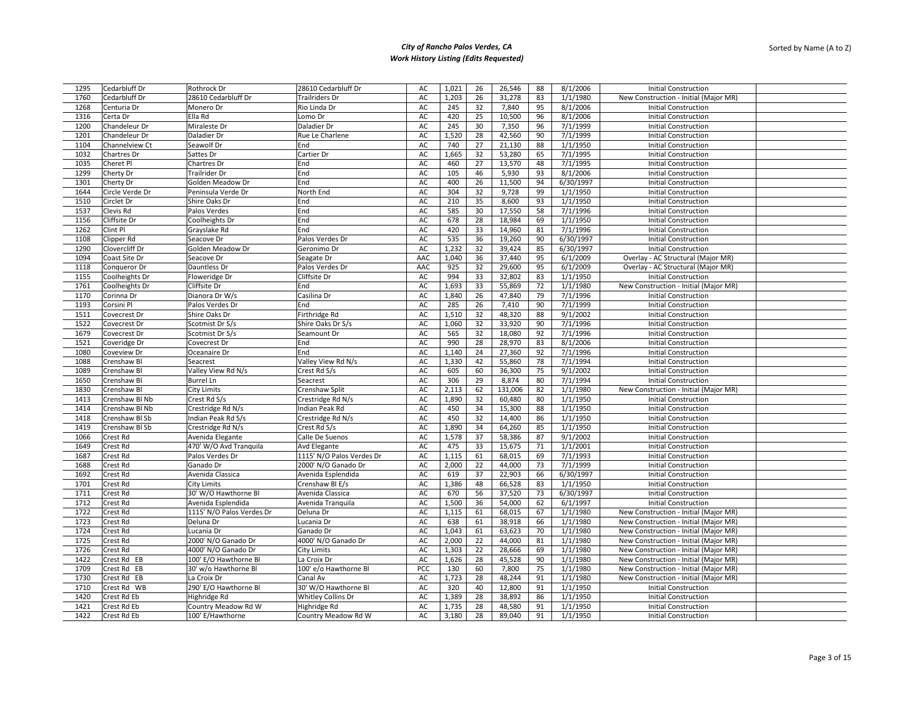# City of Rancho Palos Verdes, CA

## Work History Listing (Edits Requested)

Sorted by Name (A to Z)

| | | | | | | | | | | | |
|---|---|---|---|---|---|---|---|---|---|---|---|
| 1295 | Cedarbluff Dr | Rothrock Dr | 28610 Cedarbluff Dr | AC | 1,021 | 26 | 26,546 | 88 | 8/1/2006 | Initial Construction | |
| 1760 | Cedarbluff Dr | 28610 Cedarbluff Dr | Trailriders Dr | AC | 1,203 | 26 | 31,278 | 83 | 1/1/1980 | New Construction - Initial (Major MR) | |
| 1268 | Centuria Dr | Monero Dr | Rio Linda Dr | AC | 245 | 32 | 7,840 | 95 | 8/1/2006 | Initial Construction | |
| 1316 | Certa Dr | Ella Rd | Lomo Dr | AC | 420 | 25 | 10,500 | 96 | 8/1/2006 | Initial Construction | |
| 1200 | Chandeleur Dr | Miraleste Dr | Daladier Dr | AC | 245 | 30 | 7,350 | 96 | 7/1/1999 | Initial Construction | |
| 1201 | Chandeleur Dr | Daladier Dr | Rue Le Charlene | AC | 1,520 | 28 | 42,560 | 90 | 7/1/1999 | Initial Construction | |
| 1104 | Channelview Ct | Seawolf Dr | End | AC | 740 | 27 | 21,130 | 88 | 1/1/1950 | Initial Construction | |
| 1032 | Chartres Dr | Sattes Dr | Cartier Dr | AC | 1,665 | 32 | 53,280 | 65 | 7/1/1995 | Initial Construction | |
| 1035 | Cheret Pl | Chartres Dr | End | AC | 460 | 27 | 13,570 | 48 | 7/1/1995 | Initial Construction | |
| 1299 | Cherty Dr | Trailrider Dr | End | AC | 105 | 46 | 5,930 | 93 | 8/1/2006 | Initial Construction | |
| 1301 | Cherty Dr | Golden Meadow Dr | End | AC | 400 | 26 | 11,500 | 94 | 6/30/1997 | Initial Construction | |
| 1644 | Circle Verde Dr | Peninsula Verde Dr | North End | AC | 304 | 32 | 9,728 | 99 | 1/1/1950 | Initial Construction | |
| 1510 | Circlet Dr | Shire Oaks Dr | End | AC | 210 | 35 | 8,600 | 93 | 1/1/1950 | Initial Construction | |
| 1537 | Clevis Rd | Palos Verdes | End | AC | 585 | 30 | 17,550 | 58 | 7/1/1996 | Initial Construction | |
| 1156 | Cliffsite Dr | Coolheights Dr | End | AC | 678 | 28 | 18,984 | 69 | 1/1/1950 | Initial Construction | |
| 1262 | Clint Pl | Grayslake Rd | End | AC | 420 | 33 | 14,960 | 81 | 7/1/1996 | Initial Construction | |
| 1108 | Clipper Rd | Seacove Dr | Palos Verdes Dr | AC | 535 | 36 | 19,260 | 90 | 6/30/1997 | Initial Construction | |
| 1290 | Clovercliff Dr | Golden Meadow Dr | Geronimo Dr | AC | 1,232 | 32 | 39,424 | 85 | 6/30/1997 | Initial Construction | |
| 1094 | Coast Site Dr | Seacove Dr | Seagate Dr | AAC | 1,040 | 36 | 37,440 | 95 | 6/1/2009 | Overlay - AC Structural (Major MR) | |
| 1118 | Conqueror Dr | Dauntless Dr | Palos Verdes Dr | AAC | 925 | 32 | 29,600 | 95 | 6/1/2009 | Overlay - AC Structural (Major MR) | |
| 1155 | Coolheights Dr | Floweridge Dr | Cliffsite Dr | AC | 994 | 33 | 32,802 | 83 | 1/1/1950 | Initial Construction | |
| 1761 | Coolheights Dr | Cliffsite Dr | End | AC | 1,693 | 33 | 55,869 | 72 | 1/1/1980 | New Construction - Initial (Major MR) | |
| 1170 | Corinna Dr | Dianora Dr W/s | Casilina Dr | AC | 1,840 | 26 | 47,840 | 79 | 7/1/1996 | Initial Construction | |
| 1193 | Corsini Pl | Palos Verdes Dr | End | AC | 285 | 26 | 7,410 | 90 | 7/1/1999 | Initial Construction | |
| 1511 | Covecrest Dr | Shire Oaks Dr | Firthridge Rd | AC | 1,510 | 32 | 48,320 | 88 | 9/1/2002 | Initial Construction | |
| 1522 | Covecrest Dr | Scotmist Dr S/s | Shire Oaks Dr S/s | AC | 1,060 | 32 | 33,920 | 90 | 7/1/1996 | Initial Construction | |
| 1679 | Covecrest Dr | Scotmist Dr S/s | Seamount Dr | AC | 565 | 32 | 18,080 | 92 | 7/1/1996 | Initial Construction | |
| 1521 | Coveridge Dr | Covecrest Dr | End | AC | 990 | 28 | 28,970 | 83 | 8/1/2006 | Initial Construction | |
| 1080 | Coveview Dr | Oceanaire Dr | End | AC | 1,140 | 24 | 27,360 | 92 | 7/1/1996 | Initial Construction | |
| 1088 | Crenshaw Bl | Seacrest | Valley View Rd N/s | AC | 1,330 | 42 | 55,860 | 78 | 7/1/1994 | Initial Construction | |
| 1089 | Crenshaw Bl | Valley View Rd N/s | Crest Rd S/s | AC | 605 | 60 | 36,300 | 75 | 9/1/2002 | Initial Construction | |
| 1650 | Crenshaw Bl | Burrel Ln | Seacrest | AC | 306 | 29 | 8,874 | 80 | 7/1/1994 | Initial Construction | |
| 1830 | Crenshaw Bl | City Limits | Crenshaw Split | AC | 2,113 | 62 | 131,006 | 82 | 1/1/1980 | New Construction - Initial (Major MR) | |
| 1413 | Crenshaw Bl Nb | Crest Rd S/s | Crestridge Rd N/s | AC | 1,890 | 32 | 60,480 | 80 | 1/1/1950 | Initial Construction | |
| 1414 | Crenshaw Bl Nb | Crestridge Rd N/s | Indian Peak Rd | AC | 450 | 34 | 15,300 | 88 | 1/1/1950 | Initial Construction | |
| 1418 | Crenshaw Bl Sb | Indian Peak Rd S/s | Crestridge Rd N/s | AC | 450 | 32 | 14,400 | 86 | 1/1/1950 | Initial Construction | |
| 1419 | Crenshaw Bl Sb | Crestridge Rd N/s | Crest Rd S/s | AC | 1,890 | 34 | 64,260 | 85 | 1/1/1950 | Initial Construction | |
| 1066 | Crest Rd | Avenida Elegante | Calle De Suenos | AC | 1,578 | 37 | 58,386 | 87 | 9/1/2002 | Initial Construction | |
| 1649 | Crest Rd | 470' W/O Avd Tranquila | Avd Elegante | AC | 475 | 33 | 15,675 | 71 | 1/1/2001 | Initial Construction | |
| 1687 | Crest Rd | Palos Verdes Dr | 1115' N/O Palos Verdes Dr | AC | 1,115 | 61 | 68,015 | 69 | 7/1/1993 | Initial Construction | |
| 1688 | Crest Rd | Ganado Dr | 2000' N/O Ganado Dr | AC | 2,000 | 22 | 44,000 | 73 | 7/1/1999 | Initial Construction | |
| 1692 | Crest Rd | Avenida Classica | Avenida Esplendida | AC | 619 | 37 | 22,903 | 66 | 6/30/1997 | Initial Construction | |
| 1701 | Crest Rd | City Limits | Crenshaw Bl E/s | AC | 1,386 | 48 | 66,528 | 83 | 1/1/1950 | Initial Construction | |
| 1711 | Crest Rd | 30' W/O Hawthorne Bl | Avenida Classica | AC | 670 | 56 | 37,520 | 73 | 6/30/1997 | Initial Construction | |
| 1712 | Crest Rd | Avenida Esplendida | Avenida Tranquila | AC | 1,500 | 36 | 54,000 | 62 | 6/1/1997 | Initial Construction | |
| 1722 | Crest Rd | 1115' N/O Palos Verdes Dr | Deluna Dr | AC | 1,115 | 61 | 68,015 | 67 | 1/1/1980 | New Construction - Initial (Major MR) | |
| 1723 | Crest Rd | Deluna Dr | Lucania Dr | AC | 638 | 61 | 38,918 | 66 | 1/1/1980 | New Construction - Initial (Major MR) | |
| 1724 | Crest Rd | Lucania Dr | Ganado Dr | AC | 1,043 | 61 | 63,623 | 70 | 1/1/1980 | New Construction - Initial (Major MR) | |
| 1725 | Crest Rd | 2000' N/O Ganado Dr | 4000' N/O Ganado Dr | AC | 2,000 | 22 | 44,000 | 81 | 1/1/1980 | New Construction - Initial (Major MR) | |
| 1726 | Crest Rd | 4000' N/O Ganado Dr | City Limits | AC | 1,303 | 22 | 28,666 | 69 | 1/1/1980 | New Construction - Initial (Major MR) | |
| 1422 | Crest Rd EB | 100' E/O Hawthorne Bl | La Croix Dr | AC | 1,626 | 28 | 45,528 | 90 | 1/1/1980 | New Construction - Initial (Major MR) | |
| 1709 | Crest Rd EB | 30' w/o Hawthorne Bl | 100' e/o Hawthorne Bl | PCC | 130 | 60 | 7,800 | 75 | 1/1/1980 | New Construction - Initial (Major MR) | |
| 1730 | Crest Rd EB | La Croix Dr | Canal Av | AC | 1,723 | 28 | 48,244 | 91 | 1/1/1980 | New Construction - Initial (Major MR) | |
| 1710 | Crest Rd WB | 290' E/O Hawthorne Bl | 30' W/O Hawthorne Bl | AC | 320 | 40 | 12,800 | 91 | 1/1/1950 | Initial Construction | |
| 1420 | Crest Rd Eb | Highridge Rd | Whitley Collins Dr | AC | 1,389 | 28 | 38,892 | 86 | 1/1/1950 | Initial Construction | |
| 1421 | Crest Rd Eb | Country Meadow Rd W | Highridge Rd | AC | 1,735 | 28 | 48,580 | 91 | 1/1/1950 | Initial Construction | |
| 1422 | Crest Rd Eb | 100' E/Hawthorne | Country Meadow Rd W | AC | 3,180 | 28 | 89,040 | 91 | 1/1/1950 | Initial Construction | |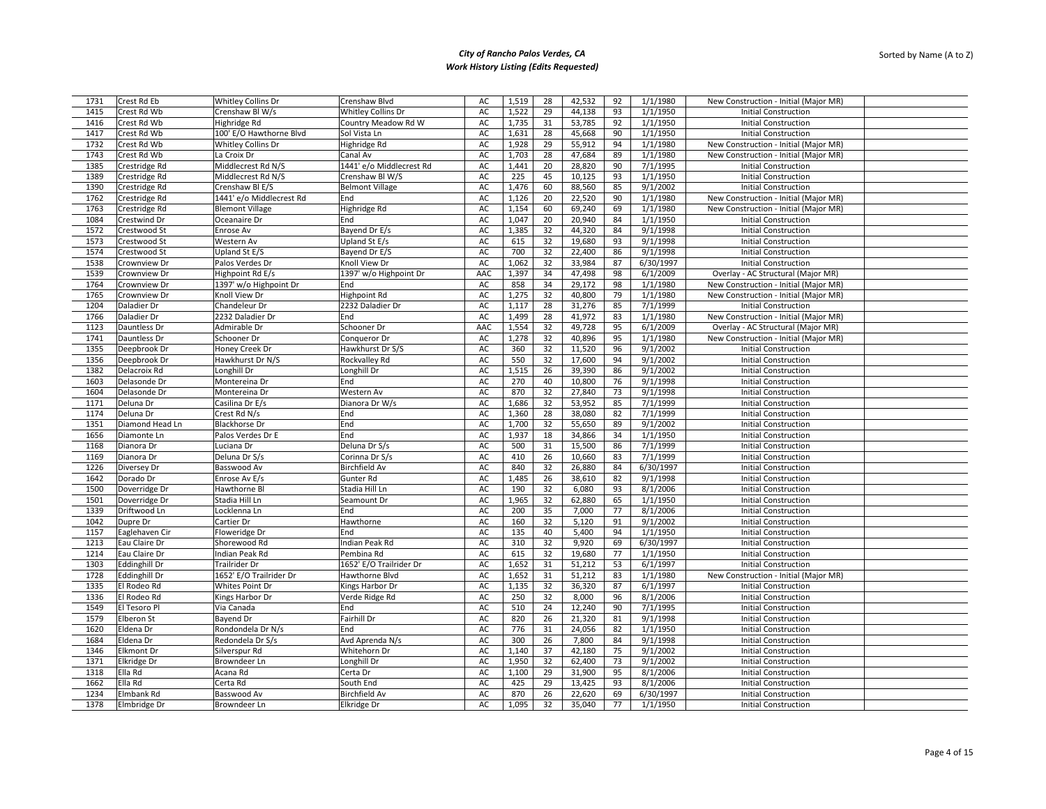## City of Rancho Palos Verdes, CA
### Work History Listing (Edits Requested)

Sorted by Name (A to Z)

| | | | | | | | | | | | |
|---|---|---|---|---|---|---|---|---|---|---|---|
| 1731 | Crest Rd Eb | Whitley Collins Dr | Crenshaw Blvd | AC | 1,519 | 28 | 42,532 | 92 | 1/1/1980 | New Construction - Initial (Major MR) | |
| 1415 | Crest Rd Wb | Crenshaw Bl W/s | Whitley Collins Dr | AC | 1,522 | 29 | 44,138 | 93 | 1/1/1950 | Initial Construction | |
| 1416 | Crest Rd Wb | Highridge Rd | Country Meadow Rd W | AC | 1,735 | 31 | 53,785 | 92 | 1/1/1950 | Initial Construction | |
| 1417 | Crest Rd Wb | 100' E/O Hawthorne Blvd | Sol Vista Ln | AC | 1,631 | 28 | 45,668 | 90 | 1/1/1950 | Initial Construction | |
| 1732 | Crest Rd Wb | Whitley Collins Dr | Highridge Rd | AC | 1,928 | 29 | 55,912 | 94 | 1/1/1980 | New Construction - Initial (Major MR) | |
| 1743 | Crest Rd Wb | La Croix Dr | Canal Av | AC | 1,703 | 28 | 47,684 | 89 | 1/1/1980 | New Construction - Initial (Major MR) | |
| 1385 | Crestridge Rd | Middlecrest Rd N/S | 1441' e/o Middlecrest Rd | AC | 1,441 | 20 | 28,820 | 90 | 7/1/1995 | Initial Construction | |
| 1389 | Crestridge Rd | Middlecrest Rd N/S | Crenshaw Bl W/S | AC | 225 | 45 | 10,125 | 93 | 1/1/1950 | Initial Construction | |
| 1390 | Crestridge Rd | Crenshaw Bl E/S | Belmont Village | AC | 1,476 | 60 | 88,560 | 85 | 9/1/2002 | Initial Construction | |
| 1762 | Crestridge Rd | 1441' e/o Middlecrest Rd | End | AC | 1,126 | 20 | 22,520 | 90 | 1/1/1980 | New Construction - Initial (Major MR) | |
| 1763 | Crestridge Rd | Blemont Village | Highridge Rd | AC | 1,154 | 60 | 69,240 | 69 | 1/1/1980 | New Construction - Initial (Major MR) | |
| 1084 | Crestwind Dr | Oceanaire Dr | End | AC | 1,047 | 20 | 20,940 | 84 | 1/1/1950 | Initial Construction | |
| 1572 | Crestwood St | Enrose Av | Bayend Dr E/s | AC | 1,385 | 32 | 44,320 | 84 | 9/1/1998 | Initial Construction | |
| 1573 | Crestwood St | Western Av | Upland St E/s | AC | 615 | 32 | 19,680 | 93 | 9/1/1998 | Initial Construction | |
| 1574 | Crestwood St | Upland St E/S | Bayend Dr E/S | AC | 700 | 32 | 22,400 | 86 | 9/1/1998 | Initial Construction | |
| 1538 | Crownview Dr | Palos Verdes Dr | Knoll View Dr | AC | 1,062 | 32 | 33,984 | 87 | 6/30/1997 | Initial Construction | |
| 1539 | Crownview Dr | Highpoint Rd E/s | 1397' w/o Highpoint Dr | AAC | 1,397 | 34 | 47,498 | 98 | 6/1/2009 | Overlay - AC Structural (Major MR) | |
| 1764 | Crownview Dr | 1397' w/o Highpoint Dr | End | AC | 858 | 34 | 29,172 | 98 | 1/1/1980 | New Construction - Initial (Major MR) | |
| 1765 | Crownview Dr | Knoll View Dr | Highpoint Rd | AC | 1,275 | 32 | 40,800 | 79 | 1/1/1980 | New Construction - Initial (Major MR) | |
| 1204 | Daladier Dr | Chandeleur Dr | 2232 Daladier Dr | AC | 1,117 | 28 | 31,276 | 85 | 7/1/1999 | Initial Construction | |
| 1766 | Daladier Dr | 2232 Daladier Dr | End | AC | 1,499 | 28 | 41,972 | 83 | 1/1/1980 | New Construction - Initial (Major MR) | |
| 1123 | Dauntless Dr | Admirable Dr | Schooner Dr | AAC | 1,554 | 32 | 49,728 | 95 | 6/1/2009 | Overlay - AC Structural (Major MR) | |
| 1741 | Dauntless Dr | Schooner Dr | Conqueror Dr | AC | 1,278 | 32 | 40,896 | 95 | 1/1/1980 | New Construction - Initial (Major MR) | |
| 1355 | Deepbrook Dr | Honey Creek Dr | Hawkhurst Dr S/S | AC | 360 | 32 | 11,520 | 96 | 9/1/2002 | Initial Construction | |
| 1356 | Deepbrook Dr | Hawkhurst Dr N/S | Rockvalley Rd | AC | 550 | 32 | 17,600 | 94 | 9/1/2002 | Initial Construction | |
| 1382 | Delacroix Rd | Longhill Dr | Longhill Dr | AC | 1,515 | 26 | 39,390 | 86 | 9/1/2002 | Initial Construction | |
| 1603 | Delasonde Dr | Montereina Dr | End | AC | 270 | 40 | 10,800 | 76 | 9/1/1998 | Initial Construction | |
| 1604 | Delasonde Dr | Montereina Dr | Western Av | AC | 870 | 32 | 27,840 | 73 | 9/1/1998 | Initial Construction | |
| 1171 | Deluna Dr | Casilina Dr E/s | Dianora Dr W/s | AC | 1,686 | 32 | 53,952 | 85 | 7/1/1999 | Initial Construction | |
| 1174 | Deluna Dr | Crest Rd N/s | End | AC | 1,360 | 28 | 38,080 | 82 | 7/1/1999 | Initial Construction | |
| 1351 | Diamond Head Ln | Blackhorse Dr | End | AC | 1,700 | 32 | 55,650 | 89 | 9/1/2002 | Initial Construction | |
| 1656 | Diamonte Ln | Palos Verdes Dr E | End | AC | 1,937 | 18 | 34,866 | 34 | 1/1/1950 | Initial Construction | |
| 1168 | Dianora Dr | Luciana Dr | Deluna Dr S/s | AC | 500 | 31 | 15,500 | 86 | 7/1/1999 | Initial Construction | |
| 1169 | Dianora Dr | Deluna Dr S/s | Corinna Dr S/s | AC | 410 | 26 | 10,660 | 83 | 7/1/1999 | Initial Construction | |
| 1226 | Diversey Dr | Basswood Av | Birchfield Av | AC | 840 | 32 | 26,880 | 84 | 6/30/1997 | Initial Construction | |
| 1642 | Dorado Dr | Enrose Av E/s | Gunter Rd | AC | 1,485 | 26 | 38,610 | 82 | 9/1/1998 | Initial Construction | |
| 1500 | Doverridge Dr | Hawthorne Bl | Stadia Hill Ln | AC | 190 | 32 | 6,080 | 93 | 8/1/2006 | Initial Construction | |
| 1501 | Doverridge Dr | Stadia Hill Ln | Seamount Dr | AC | 1,965 | 32 | 62,880 | 65 | 1/1/1950 | Initial Construction | |
| 1339 | Driftwood Ln | Locklenna Ln | End | AC | 200 | 35 | 7,000 | 77 | 8/1/2006 | Initial Construction | |
| 1042 | Dupre Dr | Cartier Dr | Hawthorne | AC | 160 | 32 | 5,120 | 91 | 9/1/2002 | Initial Construction | |
| 1157 | Eaglehaven Cir | Floweridge Dr | End | AC | 135 | 40 | 5,400 | 94 | 1/1/1950 | Initial Construction | |
| 1213 | Eau Claire Dr | Shorewood Rd | Indian Peak Rd | AC | 310 | 32 | 9,920 | 69 | 6/30/1997 | Initial Construction | |
| 1214 | Eau Claire Dr | Indian Peak Rd | Pembina Rd | AC | 615 | 32 | 19,680 | 77 | 1/1/1950 | Initial Construction | |
| 1303 | Eddinghill Dr | Trailrider Dr | 1652' E/O Trailrider Dr | AC | 1,652 | 31 | 51,212 | 53 | 6/1/1997 | Initial Construction | |
| 1728 | Eddinghill Dr | 1652' E/O Trailrider Dr | Hawthorne Blvd | AC | 1,652 | 31 | 51,212 | 83 | 1/1/1980 | New Construction - Initial (Major MR) | |
| 1335 | El Rodeo Rd | Whites Point Dr | Kings Harbor Dr | AC | 1,135 | 32 | 36,320 | 87 | 6/1/1997 | Initial Construction | |
| 1336 | El Rodeo Rd | Kings Harbor Dr | Verde Ridge Rd | AC | 250 | 32 | 8,000 | 96 | 8/1/2006 | Initial Construction | |
| 1549 | El Tesoro Pl | Via Canada | End | AC | 510 | 24 | 12,240 | 90 | 7/1/1995 | Initial Construction | |
| 1579 | Elberon St | Bayend Dr | Fairhill Dr | AC | 820 | 26 | 21,320 | 81 | 9/1/1998 | Initial Construction | |
| 1620 | Eldena Dr | Rondondela Dr N/s | End | AC | 776 | 31 | 24,056 | 82 | 1/1/1950 | Initial Construction | |
| 1684 | Eldena Dr | Redondela Dr S/s | Avd Aprenda N/s | AC | 300 | 26 | 7,800 | 84 | 9/1/1998 | Initial Construction | |
| 1346 | Elkmont Dr | Silverspur Rd | Whitehorn Dr | AC | 1,140 | 37 | 42,180 | 75 | 9/1/2002 | Initial Construction | |
| 1371 | Elkridge Dr | Browndeer Ln | Longhill Dr | AC | 1,950 | 32 | 62,400 | 73 | 9/1/2002 | Initial Construction | |
| 1318 | Ella Rd | Acana Rd | Certa Dr | AC | 1,100 | 29 | 31,900 | 95 | 8/1/2006 | Initial Construction | |
| 1662 | Ella Rd | Certa Rd | South End | AC | 425 | 29 | 13,425 | 93 | 8/1/2006 | Initial Construction | |
| 1234 | Elmbank Rd | Basswood Av | Birchfield Av | AC | 870 | 26 | 22,620 | 69 | 6/30/1997 | Initial Construction | |
| 1378 | Elmbridge Dr | Browndeer Ln | Elkridge Dr | AC | 1,095 | 32 | 35,040 | 77 | 1/1/1950 | Initial Construction | |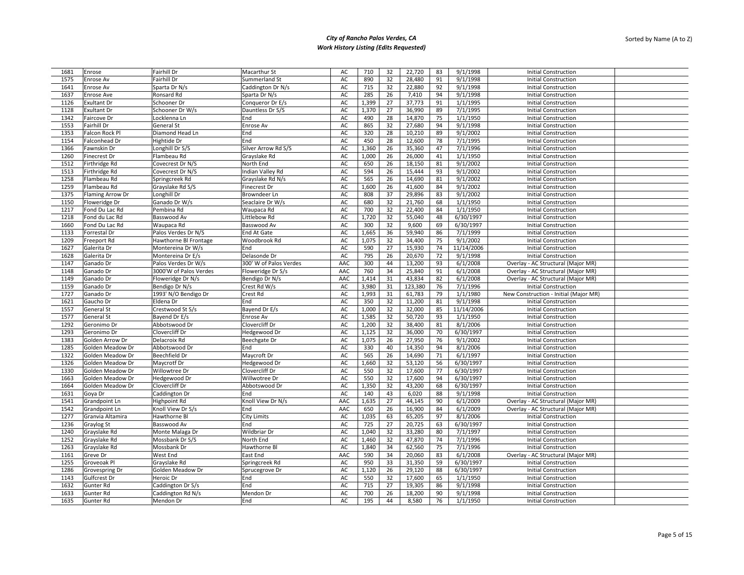# City of Rancho Palos Verdes, CA
## Work History Listing (Edits Requested)

Sorted by Name (A to Z)

| | | | | | | | | | | | |
|---|---|---|---|---|---|---|---|---|---|---|---|
| 1681 | Enrose | Fairhill Dr | Macarthur St | AC | 710 | 32 | 22,720 | 83 | 9/1/1998 | Initial Construction | |
| 1575 | Enrose Av | Fairhill Dr | Summerland St | AC | 890 | 32 | 28,480 | 91 | 9/1/1998 | Initial Construction | |
| 1641 | Enrose Av | Sparta Dr N/s | Caddington Dr N/s | AC | 715 | 32 | 22,880 | 92 | 9/1/1998 | Initial Construction | |
| 1637 | Enrose Ave | Ronsard Rd | Sparta Dr N/s | AC | 285 | 26 | 7,410 | 94 | 9/1/1998 | Initial Construction | |
| 1126 | Exultant Dr | Schooner Dr | Conqueror Dr E/s | AC | 1,399 | 27 | 37,773 | 91 | 1/1/1995 | Initial Construction | |
| 1128 | Exultant Dr | Schooner Dr W/s | Dauntless Dr S/S | AC | 1,370 | 27 | 36,990 | 89 | 7/1/1995 | Initial Construction | |
| 1342 | Faircove Dr | Locklenna Ln | End | AC | 490 | 28 | 14,870 | 75 | 1/1/1950 | Initial Construction | |
| 1553 | Fairhill Dr | General St | Enrose Av | AC | 865 | 32 | 27,680 | 94 | 9/1/1998 | Initial Construction | |
| 1353 | Falcon Rock Pl | Diamond Head Ln | End | AC | 320 | 28 | 10,210 | 89 | 9/1/2002 | Initial Construction | |
| 1154 | Falconhead Dr | Hightide Dr | End | AC | 450 | 28 | 12,600 | 78 | 7/1/1995 | Initial Construction | |
| 1366 | Fawnskin Dr | Longhill Dr S/S | Silver Arrow Rd S/S | AC | 1,360 | 26 | 35,360 | 47 | 7/1/1996 | Initial Construction | |
| 1260 | Finecrest Dr | Flambeau Rd | Grayslake Rd | AC | 1,000 | 26 | 26,000 | 41 | 1/1/1950 | Initial Construction | |
| 1512 | Firthridge Rd | Covecrest Dr N/S | North End | AC | 650 | 26 | 18,150 | 81 | 9/1/2002 | Initial Construction | |
| 1513 | Firthridge Rd | Covecrest Dr N/S | Indian Valley Rd | AC | 594 | 26 | 15,444 | 93 | 9/1/2002 | Initial Construction | |
| 1258 | Flambeau Rd | Springcreek Rd | Grayslake Rd N/s | AC | 565 | 26 | 14,690 | 81 | 9/1/2002 | Initial Construction | |
| 1259 | Flambeau Rd | Grayslake Rd S/S | Finecrest Dr | AC | 1,600 | 26 | 41,600 | 84 | 9/1/2002 | Initial Construction | |
| 1375 | Flaming Arrow Dr | Longhill Dr | Browndeer Ln | AC | 808 | 37 | 29,896 | 83 | 9/1/2002 | Initial Construction | |
| 1150 | Floweridge Dr | Ganado Dr W/s | Seaclaire Dr W/s | AC | 680 | 32 | 21,760 | 68 | 1/1/1950 | Initial Construction | |
| 1217 | Fond Du Lac Rd | Pembina Rd | Waupaca Rd | AC | 700 | 32 | 22,400 | 84 | 1/1/1950 | Initial Construction | |
| 1218 | Fond du Lac Rd | Basswood Av | Littlebow Rd | AC | 1,720 | 32 | 55,040 | 48 | 6/30/1997 | Initial Construction | |
| 1660 | Fond Du Lac Rd | Waupaca Rd | Basswood Av | AC | 300 | 32 | 9,600 | 69 | 6/30/1997 | Initial Construction | |
| 1133 | Forrestal Dr | Palos Verdes Dr N/S | End At Gate | AC | 1,665 | 36 | 59,940 | 86 | 7/1/1999 | Initial Construction | |
| 1209 | Freeport Rd | Hawthorne Bl Frontage | Woodbrook Rd | AC | 1,075 | 32 | 34,400 | 75 | 9/1/2002 | Initial Construction | |
| 1627 | Galerita Dr | Montereina Dr W/s | End | AC | 590 | 27 | 15,930 | 74 | 11/14/2006 | Initial Construction | |
| 1628 | Galerita Dr | Montereina Dr E/s | Delasonde Dr | AC | 795 | 26 | 20,670 | 72 | 9/1/1998 | Initial Construction | |
| 1147 | Ganado Dr | Palos Verdes Dr W/s | 300' W of Palos Verdes | AAC | 300 | 44 | 13,200 | 93 | 6/1/2008 | Overlay - AC Structural (Major MR) | |
| 1148 | Ganado Dr | 3000'W of Palos Verdes | Floweridge Dr S/s | AAC | 760 | 34 | 25,840 | 91 | 6/1/2008 | Overlay - AC Structural (Major MR) | |
| 1149 | Ganado Dr | Floweridge Dr N/s | Bendigo Dr N/s | AAC | 1,414 | 31 | 43,834 | 82 | 6/1/2008 | Overlay - AC Structural (Major MR) | |
| 1159 | Ganado Dr | Bendigo Dr N/s | Crest Rd W/s | AC | 3,980 | 31 | 123,380 | 76 | 7/1/1996 | Initial Construction | |
| 1727 | Ganado Dr | 1993' N/O Bendigo Dr | Crest Rd | AC | 1,993 | 31 | 61,783 | 79 | 1/1/1980 | New Construction - Initial (Major MR) | |
| 1621 | Gaucho Dr | Eldena Dr | End | AC | 350 | 32 | 11,200 | 81 | 9/1/1998 | Initial Construction | |
| 1557 | General St | Crestwood St S/s | Bayend Dr E/s | AC | 1,000 | 32 | 32,000 | 85 | 11/14/2006 | Initial Construction | |
| 1577 | General St | Bayend Dr E/s | Enrose Av | AC | 1,585 | 32 | 50,720 | 93 | 1/1/1950 | Initial Construction | |
| 1292 | Geronimo Dr | Abbotswood Dr | Clovercliff Dr | AC | 1,200 | 32 | 38,400 | 81 | 8/1/2006 | Initial Construction | |
| 1293 | Geronimo Dr | Clovercliff Dr | Hedgewood Dr | AC | 1,125 | 32 | 36,000 | 70 | 6/30/1997 | Initial Construction | |
| 1383 | Golden Arrow Dr | Delacroix Rd | Beechgate Dr | AC | 1,075 | 26 | 27,950 | 76 | 9/1/2002 | Initial Construction | |
| 1285 | Golden Meadow Dr | Abbotswood Dr | End | AC | 330 | 40 | 14,350 | 94 | 8/1/2006 | Initial Construction | |
| 1322 | Golden Meadow Dr | Beechfield Dr | Maycroft Dr | AC | 565 | 26 | 14,690 | 71 | 6/1/1997 | Initial Construction | |
| 1326 | Golden Meadow Dr | Maycrotf Dr | Hedgewood Dr | AC | 1,660 | 32 | 53,120 | 56 | 6/30/1997 | Initial Construction | |
| 1330 | Golden Meadow Dr | Willowtree Dr | Clovercliff Dr | AC | 550 | 32 | 17,600 | 77 | 6/30/1997 | Initial Construction | |
| 1663 | Golden Meadow Dr | Hedgewood Dr | Willwotree Dr | AC | 550 | 32 | 17,600 | 94 | 6/30/1997 | Initial Construction | |
| 1664 | Golden Meadow Dr | Clovercliff Dr | Abbotswood Dr | AC | 1,350 | 32 | 43,200 | 68 | 6/30/1997 | Initial Construction | |
| 1631 | Goya Dr | Caddington Dr | End | AC | 140 | 43 | 6,020 | 88 | 9/1/1998 | Initial Construction | |
| 1541 | Grandpoint Ln | Highpoint Rd | Knoll View Dr N/s | AAC | 1,635 | 27 | 44,145 | 90 | 6/1/2009 | Overlay - AC Structural (Major MR) | |
| 1542 | Grandpoint Ln | Knoll View Dr S/s | End | AAC | 650 | 26 | 16,900 | 84 | 6/1/2009 | Overlay - AC Structural (Major MR) | |
| 1277 | Granvia Altamira | Hawthorne Bl | City Limits | AC | 1,035 | 63 | 65,205 | 97 | 8/1/2006 | Initial Construction | |
| 1236 | Graylog St | Basswood Av | End | AC | 725 | 27 | 20,725 | 63 | 6/30/1997 | Initial Construction | |
| 1240 | Grayslake Rd | Monte Malaga Dr | Wildbriar Dr | AC | 1,040 | 32 | 33,280 | 80 | 7/1/1997 | Initial Construction | |
| 1252 | Grayslake Rd | Mossbank Dr S/S | North End | AC | 1,460 | 32 | 47,870 | 74 | 7/1/1996 | Initial Construction | |
| 1263 | Grayslake Rd | Mossbank Dr | Hawthorne Bl | AC | 1,840 | 34 | 62,560 | 75 | 7/1/1996 | Initial Construction | |
| 1161 | Greve Dr | West End | East End | AAC | 590 | 34 | 20,060 | 83 | 6/1/2008 | Overlay - AC Structural (Major MR) | |
| 1255 | Groveoak Pl | Grayslake Rd | Springcreek Rd | AC | 950 | 33 | 31,350 | 59 | 6/30/1997 | Initial Construction | |
| 1286 | Grovespring Dr | Golden Meadow Dr | Sprucegrove Dr | AC | 1,120 | 26 | 29,120 | 88 | 6/30/1997 | Initial Construction | |
| 1143 | Gulfcrest Dr | Heroic Dr | End | AC | 550 | 32 | 17,600 | 65 | 1/1/1950 | Initial Construction | |
| 1632 | Gunter Rd | Caddington Dr S/s | End | AC | 715 | 27 | 19,305 | 86 | 9/1/1998 | Initial Construction | |
| 1633 | Gunter Rd | Caddington Rd N/s | Mendon Dr | AC | 700 | 26 | 18,200 | 90 | 9/1/1998 | Initial Construction | |
| 1635 | Gunter Rd | Mendon Dr | End | AC | 195 | 44 | 8,580 | 76 | 1/1/1950 | Initial Construction | |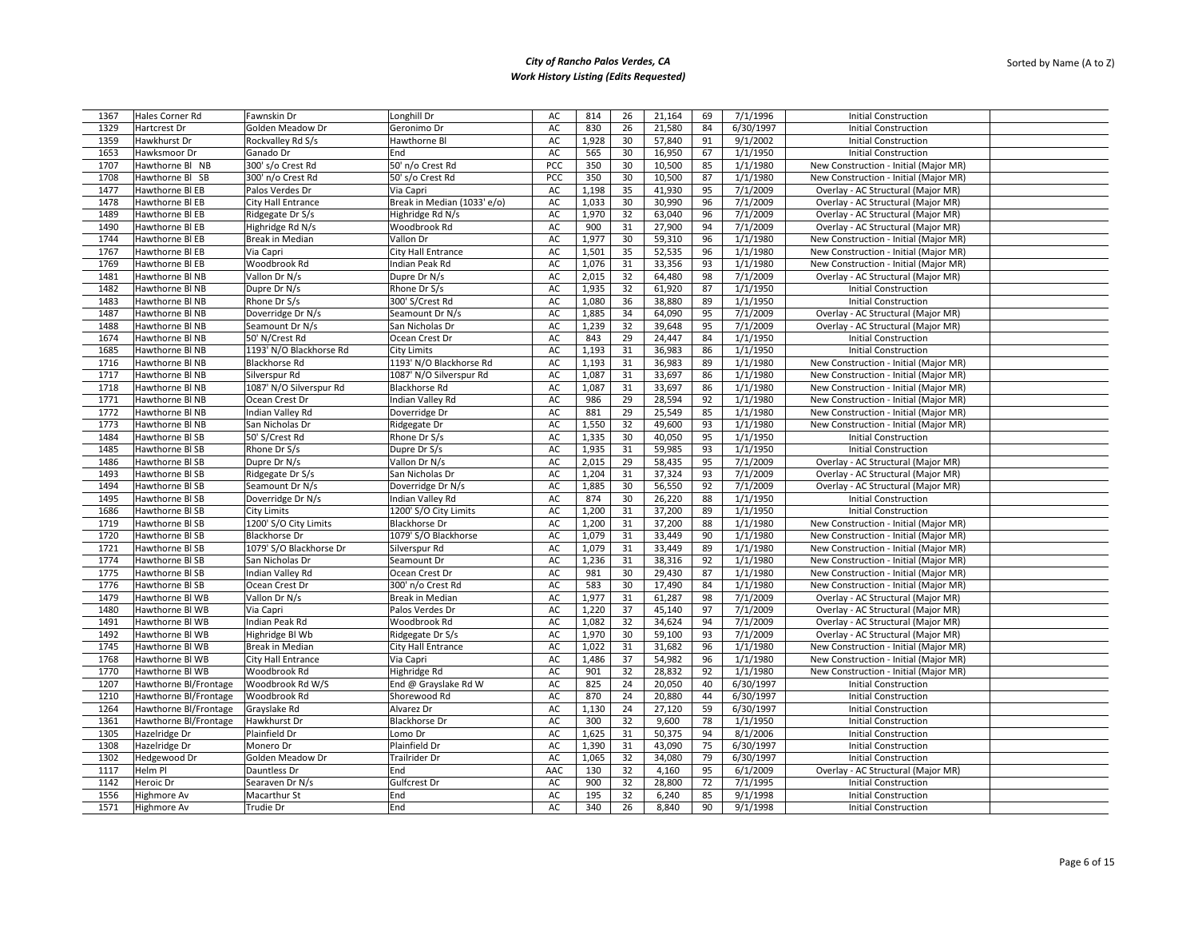# City of Rancho Palos Verdes, CA
## Work History Listing (Edits Requested)

Sorted by Name (A to Z)

| | | | | | | | | | | | |
|---|---|---|---|---|---|---|---|---|---|---|---|
| 1367 | Hales Corner Rd | Fawnskin Dr | Longhill Dr | AC | 814 | 26 | 21,164 | 69 | 7/1/1996 | Initial Construction | |
| 1329 | Hartcrest Dr | Golden Meadow Dr | Geronimo Dr | AC | 830 | 26 | 21,580 | 84 | 6/30/1997 | Initial Construction | |
| 1359 | Hawkhurst Dr | Rockvalley Rd S/s | Hawthorne Bl | AC | 1,928 | 30 | 57,840 | 91 | 9/1/2002 | Initial Construction | |
| 1653 | Hawksmoor Dr | Ganado Dr | End | AC | 565 | 30 | 16,950 | 67 | 1/1/1950 | Initial Construction | |
| 1707 | Hawthorne Bl NB | 300' s/o Crest Rd | 50' n/o Crest Rd | PCC | 350 | 30 | 10,500 | 85 | 1/1/1980 | New Construction - Initial (Major MR) | |
| 1708 | Hawthorne Bl SB | 300' n/o Crest Rd | 50' s/o Crest Rd | PCC | 350 | 30 | 10,500 | 87 | 1/1/1980 | New Construction - Initial (Major MR) | |
| 1477 | Hawthorne Bl EB | Palos Verdes Dr | Via Capri | AC | 1,198 | 35 | 41,930 | 95 | 7/1/2009 | Overlay - AC Structural (Major MR) | |
| 1478 | Hawthorne Bl EB | City Hall Entrance | Break in Median (1033' e/o) | AC | 1,033 | 30 | 30,990 | 96 | 7/1/2009 | Overlay - AC Structural (Major MR) | |
| 1489 | Hawthorne Bl EB | Ridgegate Dr S/s | Highridge Rd N/s | AC | 1,970 | 32 | 63,040 | 96 | 7/1/2009 | Overlay - AC Structural (Major MR) | |
| 1490 | Hawthorne Bl EB | Highridge Rd N/s | Woodbrook Rd | AC | 900 | 31 | 27,900 | 94 | 7/1/2009 | Overlay - AC Structural (Major MR) | |
| 1744 | Hawthorne Bl EB | Break in Median | Vallon Dr | AC | 1,977 | 30 | 59,310 | 96 | 1/1/1980 | New Construction - Initial (Major MR) | |
| 1767 | Hawthorne Bl EB | Via Capri | City Hall Entrance | AC | 1,501 | 35 | 52,535 | 96 | 1/1/1980 | New Construction - Initial (Major MR) | |
| 1769 | Hawthorne Bl EB | Woodbrook Rd | Indian Peak Rd | AC | 1,076 | 31 | 33,356 | 93 | 1/1/1980 | New Construction - Initial (Major MR) | |
| 1481 | Hawthorne Bl NB | Vallon Dr N/s | Dupre Dr N/s | AC | 2,015 | 32 | 64,480 | 98 | 7/1/2009 | Overlay - AC Structural (Major MR) | |
| 1482 | Hawthorne Bl NB | Dupre Dr N/s | Rhone Dr S/s | AC | 1,935 | 32 | 61,920 | 87 | 1/1/1950 | Initial Construction | |
| 1483 | Hawthorne Bl NB | Rhone Dr S/s | 300' S/Crest Rd | AC | 1,080 | 36 | 38,880 | 89 | 1/1/1950 | Initial Construction | |
| 1487 | Hawthorne Bl NB | Doverridge Dr N/s | Seamount Dr N/s | AC | 1,885 | 34 | 64,090 | 95 | 7/1/2009 | Overlay - AC Structural (Major MR) | |
| 1488 | Hawthorne Bl NB | Seamount Dr N/s | San Nicholas Dr | AC | 1,239 | 32 | 39,648 | 95 | 7/1/2009 | Overlay - AC Structural (Major MR) | |
| 1674 | Hawthorne Bl NB | 50' N/Crest Rd | Ocean Crest Dr | AC | 843 | 29 | 24,447 | 84 | 1/1/1950 | Initial Construction | |
| 1685 | Hawthorne Bl NB | 1193' N/O Blackhorse Rd | City Limits | AC | 1,193 | 31 | 36,983 | 86 | 1/1/1950 | Initial Construction | |
| 1716 | Hawthorne Bl NB | Blackhorse Rd | 1193' N/O Blackhorse Rd | AC | 1,193 | 31 | 36,983 | 89 | 1/1/1980 | New Construction - Initial (Major MR) | |
| 1717 | Hawthorne Bl NB | Silverspur Rd | 1087' N/O Silverspur Rd | AC | 1,087 | 31 | 33,697 | 86 | 1/1/1980 | New Construction - Initial (Major MR) | |
| 1718 | Hawthorne Bl NB | 1087' N/O Silverspur Rd | Blackhorse Rd | AC | 1,087 | 31 | 33,697 | 86 | 1/1/1980 | New Construction - Initial (Major MR) | |
| 1771 | Hawthorne Bl NB | Ocean Crest Dr | Indian Valley Rd | AC | 986 | 29 | 28,594 | 92 | 1/1/1980 | New Construction - Initial (Major MR) | |
| 1772 | Hawthorne Bl NB | Indian Valley Rd | Doverridge Dr | AC | 881 | 29 | 25,549 | 85 | 1/1/1980 | New Construction - Initial (Major MR) | |
| 1773 | Hawthorne Bl NB | San Nicholas Dr | Ridgegate Dr | AC | 1,550 | 32 | 49,600 | 93 | 1/1/1980 | New Construction - Initial (Major MR) | |
| 1484 | Hawthorne Bl SB | 50' S/Crest Rd | Rhone Dr S/s | AC | 1,335 | 30 | 40,050 | 95 | 1/1/1950 | Initial Construction | |
| 1485 | Hawthorne Bl SB | Rhone Dr S/s | Dupre Dr S/s | AC | 1,935 | 31 | 59,985 | 93 | 1/1/1950 | Initial Construction | |
| 1486 | Hawthorne Bl SB | Dupre Dr N/s | Vallon Dr N/s | AC | 2,015 | 29 | 58,435 | 95 | 7/1/2009 | Overlay - AC Structural (Major MR) | |
| 1493 | Hawthorne Bl SB | Ridgegate Dr S/s | San Nicholas Dr | AC | 1,204 | 31 | 37,324 | 93 | 7/1/2009 | Overlay - AC Structural (Major MR) | |
| 1494 | Hawthorne Bl SB | Seamount Dr N/s | Doverridge Dr N/s | AC | 1,885 | 30 | 56,550 | 92 | 7/1/2009 | Overlay - AC Structural (Major MR) | |
| 1495 | Hawthorne Bl SB | Doverridge Dr N/s | Indian Valley Rd | AC | 874 | 30 | 26,220 | 88 | 1/1/1950 | Initial Construction | |
| 1686 | Hawthorne Bl SB | City Limits | 1200' S/O City Limits | AC | 1,200 | 31 | 37,200 | 89 | 1/1/1950 | Initial Construction | |
| 1719 | Hawthorne Bl SB | 1200' S/O City Limits | Blackhorse Dr | AC | 1,200 | 31 | 37,200 | 88 | 1/1/1980 | New Construction - Initial (Major MR) | |
| 1720 | Hawthorne Bl SB | Blackhorse Dr | 1079' S/O Blackhorse | AC | 1,079 | 31 | 33,449 | 90 | 1/1/1980 | New Construction - Initial (Major MR) | |
| 1721 | Hawthorne Bl SB | 1079' S/O Blackhorse Dr | Silverspur Rd | AC | 1,079 | 31 | 33,449 | 89 | 1/1/1980 | New Construction - Initial (Major MR) | |
| 1774 | Hawthorne Bl SB | San Nicholas Dr | Seamount Dr | AC | 1,236 | 31 | 38,316 | 92 | 1/1/1980 | New Construction - Initial (Major MR) | |
| 1775 | Hawthorne Bl SB | Indian Valley Rd | Ocean Crest Dr | AC | 981 | 30 | 29,430 | 87 | 1/1/1980 | New Construction - Initial (Major MR) | |
| 1776 | Hawthorne Bl SB | Ocean Crest Dr | 300' n/o Crest Rd | AC | 583 | 30 | 17,490 | 84 | 1/1/1980 | New Construction - Initial (Major MR) | |
| 1479 | Hawthorne Bl WB | Vallon Dr N/s | Break in Median | AC | 1,977 | 31 | 61,287 | 98 | 7/1/2009 | Overlay - AC Structural (Major MR) | |
| 1480 | Hawthorne Bl WB | Via Capri | Palos Verdes Dr | AC | 1,220 | 37 | 45,140 | 97 | 7/1/2009 | Overlay - AC Structural (Major MR) | |
| 1491 | Hawthorne Bl WB | Indian Peak Rd | Woodbrook Rd | AC | 1,082 | 32 | 34,624 | 94 | 7/1/2009 | Overlay - AC Structural (Major MR) | |
| 1492 | Hawthorne Bl WB | Highridge Bl Wb | Ridgegate Dr S/s | AC | 1,970 | 30 | 59,100 | 93 | 7/1/2009 | Overlay - AC Structural (Major MR) | |
| 1745 | Hawthorne Bl WB | Break in Median | City Hall Entrance | AC | 1,022 | 31 | 31,682 | 96 | 1/1/1980 | New Construction - Initial (Major MR) | |
| 1768 | Hawthorne Bl WB | City Hall Entrance | Via Capri | AC | 1,486 | 37 | 54,982 | 96 | 1/1/1980 | New Construction - Initial (Major MR) | |
| 1770 | Hawthorne Bl WB | Woodbrook Rd | Highridge Rd | AC | 901 | 32 | 28,832 | 92 | 1/1/1980 | New Construction - Initial (Major MR) | |
| 1207 | Hawthorne Bl/Frontage | Woodbrook Rd W/S | End @ Grayslake Rd W | AC | 825 | 24 | 20,050 | 40 | 6/30/1997 | Initial Construction | |
| 1210 | Hawthorne Bl/Frontage | Woodbrook Rd | Shorewood Rd | AC | 870 | 24 | 20,880 | 44 | 6/30/1997 | Initial Construction | |
| 1264 | Hawthorne Bl/Frontage | Grayslake Rd | Alvarez Dr | AC | 1,130 | 24 | 27,120 | 59 | 6/30/1997 | Initial Construction | |
| 1361 | Hawthorne Bl/Frontage | Hawkhurst Dr | Blackhorse Dr | AC | 300 | 32 | 9,600 | 78 | 1/1/1950 | Initial Construction | |
| 1305 | Hazelridge Dr | Plainfield Dr | Lomo Dr | AC | 1,625 | 31 | 50,375 | 94 | 8/1/2006 | Initial Construction | |
| 1308 | Hazelridge Dr | Monero Dr | Plainfield Dr | AC | 1,390 | 31 | 43,090 | 75 | 6/30/1997 | Initial Construction | |
| 1302 | Hedgewood Dr | Golden Meadow Dr | Trailrider Dr | AC | 1,065 | 32 | 34,080 | 79 | 6/30/1997 | Initial Construction | |
| 1117 | Helm Pl | Dauntless Dr | End | AAC | 130 | 32 | 4,160 | 95 | 6/1/2009 | Overlay - AC Structural (Major MR) | |
| 1142 | Heroic Dr | Searaven Dr N/s | Gulfcrest Dr | AC | 900 | 32 | 28,800 | 72 | 7/1/1995 | Initial Construction | |
| 1556 | Highmore Av | Macarthur St | End | AC | 195 | 32 | 6,240 | 85 | 9/1/1998 | Initial Construction | |
| 1571 | Highmore Av | Trudie Dr | End | AC | 340 | 26 | 8,840 | 90 | 9/1/1998 | Initial Construction | |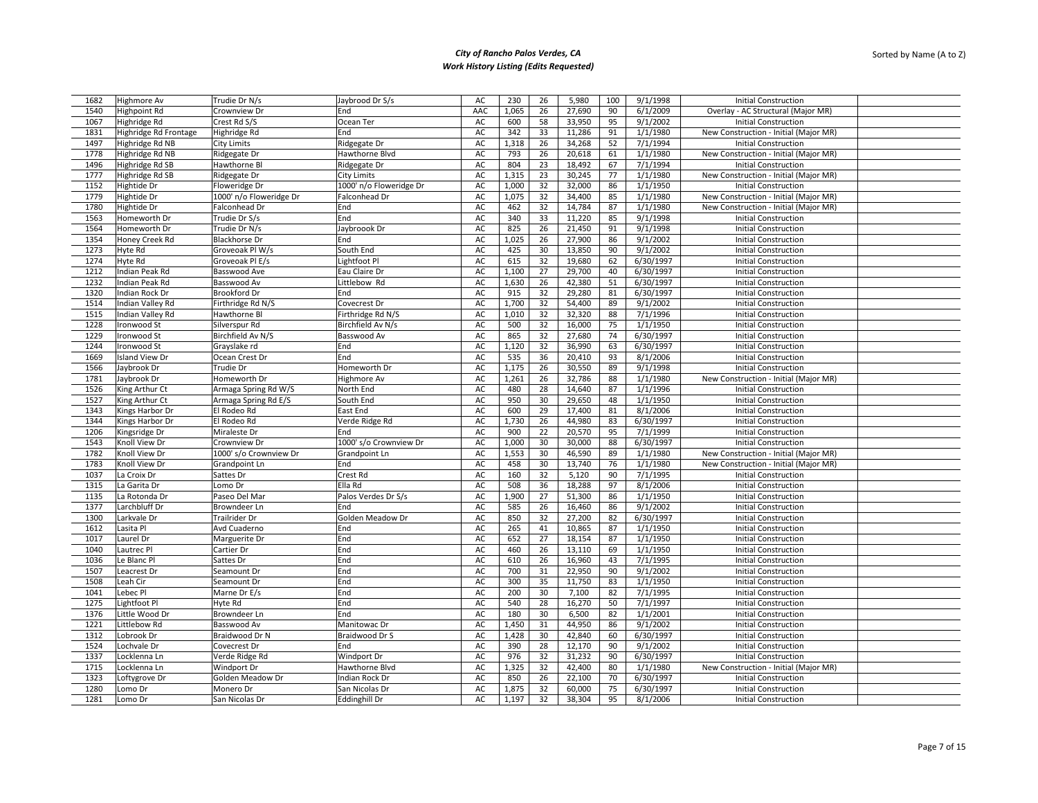# City of Rancho Palos Verdes, CA
## Work History Listing (Edits Requested)

Sorted by Name (A to Z)

| | | | | | | | | | | | |
|---|---|---|---|---|---|---|---|---|---|---|---|
| 1682 | Highmore Av | Trudie Dr N/s | Jaybrood Dr S/s | AC | 230 | 26 | 5,980 | 100 | 9/1/1998 | Initial Construction | |
| 1540 | Highpoint Rd | Crownview Dr | End | AAC | 1,065 | 26 | 27,690 | 90 | 6/1/2009 | Overlay - AC Structural (Major MR) | |
| 1067 | Highridge Rd | Crest Rd S/S | Ocean Ter | AC | 600 | 58 | 33,950 | 95 | 9/1/2002 | Initial Construction | |
| 1831 | Highridge Rd Frontage | Highridge Rd | End | AC | 342 | 33 | 11,286 | 91 | 1/1/1980 | New Construction - Initial (Major MR) | |
| 1497 | Highridge Rd NB | City Limits | Ridgegate Dr | AC | 1,318 | 26 | 34,268 | 52 | 7/1/1994 | Initial Construction | |
| 1778 | Highridge Rd NB | Ridgegate Dr | Hawthorne Blvd | AC | 793 | 26 | 20,618 | 61 | 1/1/1980 | New Construction - Initial (Major MR) | |
| 1496 | Highridge Rd SB | Hawthorne Bl | Ridgegate Dr | AC | 804 | 23 | 18,492 | 67 | 7/1/1994 | Initial Construction | |
| 1777 | Highridge Rd SB | Ridgegate Dr | City Limits | AC | 1,315 | 23 | 30,245 | 77 | 1/1/1980 | New Construction - Initial (Major MR) | |
| 1152 | Hightide Dr | Floweridge Dr | 1000' n/o Floweridge Dr | AC | 1,000 | 32 | 32,000 | 86 | 1/1/1950 | Initial Construction | |
| 1779 | Hightide Dr | 1000' n/o Floweridge Dr | Falconhead Dr | AC | 1,075 | 32 | 34,400 | 85 | 1/1/1980 | New Construction - Initial (Major MR) | |
| 1780 | Hightide Dr | Falconhead Dr | End | AC | 462 | 32 | 14,784 | 87 | 1/1/1980 | New Construction - Initial (Major MR) | |
| 1563 | Homeworth Dr | Trudie Dr S/s | End | AC | 340 | 33 | 11,220 | 85 | 9/1/1998 | Initial Construction | |
| 1564 | Homeworth Dr | Trudie Dr N/s | Jaybroook Dr | AC | 825 | 26 | 21,450 | 91 | 9/1/1998 | Initial Construction | |
| 1354 | Honey Creek Rd | Blackhorse Dr | End | AC | 1,025 | 26 | 27,900 | 86 | 9/1/2002 | Initial Construction | |
| 1273 | Hyte Rd | Groveoak Pl W/s | South End | AC | 425 | 30 | 13,850 | 90 | 9/1/2002 | Initial Construction | |
| 1274 | Hyte Rd | Groveoak Pl E/s | Lightfoot Pl | AC | 615 | 32 | 19,680 | 62 | 6/30/1997 | Initial Construction | |
| 1212 | Indian Peak Rd | Basswood Ave | Eau Claire Dr | AC | 1,100 | 27 | 29,700 | 40 | 6/30/1997 | Initial Construction | |
| 1232 | Indian Peak Rd | Basswood Av | Littlebow Rd | AC | 1,630 | 26 | 42,380 | 51 | 6/30/1997 | Initial Construction | |
| 1320 | Indian Rock Dr | Brookford Dr | End | AC | 915 | 32 | 29,280 | 81 | 6/30/1997 | Initial Construction | |
| 1514 | Indian Valley Rd | Firthridge Rd N/S | Covecrest Dr | AC | 1,700 | 32 | 54,400 | 89 | 9/1/2002 | Initial Construction | |
| 1515 | Indian Valley Rd | Hawthorne Bl | Firthridge Rd N/S | AC | 1,010 | 32 | 32,320 | 88 | 7/1/1996 | Initial Construction | |
| 1228 | Ironwood St | Silverspur Rd | Birchfield Av N/s | AC | 500 | 32 | 16,000 | 75 | 1/1/1950 | Initial Construction | |
| 1229 | Ironwood St | Birchfield Av N/S | Basswood Av | AC | 865 | 32 | 27,680 | 74 | 6/30/1997 | Initial Construction | |
| 1244 | Ironwood St | Grayslake rd | End | AC | 1,120 | 32 | 36,990 | 63 | 6/30/1997 | Initial Construction | |
| 1669 | Island View Dr | Ocean Crest Dr | End | AC | 535 | 36 | 20,410 | 93 | 8/1/2006 | Initial Construction | |
| 1566 | Jaybrook Dr | Trudie Dr | Homeworth Dr | AC | 1,175 | 26 | 30,550 | 89 | 9/1/1998 | Initial Construction | |
| 1781 | Jaybrook Dr | Homeworth Dr | Highmore Av | AC | 1,261 | 26 | 32,786 | 88 | 1/1/1980 | New Construction - Initial (Major MR) | |
| 1526 | King Arthur Ct | Armaga Spring Rd W/S | North End | AC | 480 | 28 | 14,640 | 87 | 1/1/1996 | Initial Construction | |
| 1527 | King Arthur Ct | Armaga Spring Rd E/S | South End | AC | 950 | 30 | 29,650 | 48 | 1/1/1950 | Initial Construction | |
| 1343 | Kings Harbor Dr | El Rodeo Rd | East End | AC | 600 | 29 | 17,400 | 81 | 8/1/2006 | Initial Construction | |
| 1344 | Kings Harbor Dr | El Rodeo Rd | Verde Ridge Rd | AC | 1,730 | 26 | 44,980 | 83 | 6/30/1997 | Initial Construction | |
| 1206 | Kingsridge Dr | Miraleste Dr | End | AC | 900 | 22 | 20,570 | 95 | 7/1/1999 | Initial Construction | |
| 1543 | Knoll View Dr | Crownview Dr | 1000' s/o Crownview Dr | AC | 1,000 | 30 | 30,000 | 88 | 6/30/1997 | Initial Construction | |
| 1782 | Knoll View Dr | 1000' s/o Crownview Dr | Grandpoint Ln | AC | 1,553 | 30 | 46,590 | 89 | 1/1/1980 | New Construction - Initial (Major MR) | |
| 1783 | Knoll View Dr | Grandpoint Ln | End | AC | 458 | 30 | 13,740 | 76 | 1/1/1980 | New Construction - Initial (Major MR) | |
| 1037 | La Croix Dr | Sattes Dr | Crest Rd | AC | 160 | 32 | 5,120 | 90 | 7/1/1995 | Initial Construction | |
| 1315 | La Garita Dr | Lomo Dr | Ella Rd | AC | 508 | 36 | 18,288 | 97 | 8/1/2006 | Initial Construction | |
| 1135 | La Rotonda Dr | Paseo Del Mar | Palos Verdes Dr S/s | AC | 1,900 | 27 | 51,300 | 86 | 1/1/1950 | Initial Construction | |
| 1377 | Larchbluff Dr | Browndeer Ln | End | AC | 585 | 26 | 16,460 | 86 | 9/1/2002 | Initial Construction | |
| 1300 | Larkvale Dr | Trailrider Dr | Golden Meadow Dr | AC | 850 | 32 | 27,200 | 82 | 6/30/1997 | Initial Construction | |
| 1612 | Lasita Pl | Avd Cuaderno | End | AC | 265 | 41 | 10,865 | 87 | 1/1/1950 | Initial Construction | |
| 1017 | Laurel Dr | Marguerite Dr | End | AC | 652 | 27 | 18,154 | 87 | 1/1/1950 | Initial Construction | |
| 1040 | Lautrec Pl | Cartier Dr | End | AC | 460 | 26 | 13,110 | 69 | 1/1/1950 | Initial Construction | |
| 1036 | Le Blanc Pl | Sattes Dr | End | AC | 610 | 26 | 16,960 | 43 | 7/1/1995 | Initial Construction | |
| 1507 | Leacrest Dr | Seamount Dr | End | AC | 700 | 31 | 22,950 | 90 | 9/1/2002 | Initial Construction | |
| 1508 | Leah Cir | Seamount Dr | End | AC | 300 | 35 | 11,750 | 83 | 1/1/1950 | Initial Construction | |
| 1041 | Lebec Pl | Marne Dr E/s | End | AC | 200 | 30 | 7,100 | 82 | 7/1/1995 | Initial Construction | |
| 1275 | Lightfoot Pl | Hyte Rd | End | AC | 540 | 28 | 16,270 | 50 | 7/1/1997 | Initial Construction | |
| 1376 | Little Wood Dr | Browndeer Ln | End | AC | 180 | 30 | 6,500 | 82 | 1/1/2001 | Initial Construction | |
| 1221 | Littlebow Rd | Basswood Av | Manitowac Dr | AC | 1,450 | 31 | 44,950 | 86 | 9/1/2002 | Initial Construction | |
| 1312 | Lobrook Dr | Braidwood Dr N | Braidwood Dr S | AC | 1,428 | 30 | 42,840 | 60 | 6/30/1997 | Initial Construction | |
| 1524 | Lochvale Dr | Covecrest Dr | End | AC | 390 | 28 | 12,170 | 90 | 9/1/2002 | Initial Construction | |
| 1337 | Locklenna Ln | Verde Ridge Rd | Windport Dr | AC | 976 | 32 | 31,232 | 90 | 6/30/1997 | Initial Construction | |
| 1715 | Locklenna Ln | Windport Dr | Hawthorne Blvd | AC | 1,325 | 32 | 42,400 | 80 | 1/1/1980 | New Construction - Initial (Major MR) | |
| 1323 | Loftygrove Dr | Golden Meadow Dr | Indian Rock Dr | AC | 850 | 26 | 22,100 | 70 | 6/30/1997 | Initial Construction | |
| 1280 | Lomo Dr | Monero Dr | San Nicolas Dr | AC | 1,875 | 32 | 60,000 | 75 | 6/30/1997 | Initial Construction | |
| 1281 | Lomo Dr | San Nicolas Dr | Eddinghill Dr | AC | 1,197 | 32 | 38,304 | 95 | 8/1/2006 | Initial Construction | |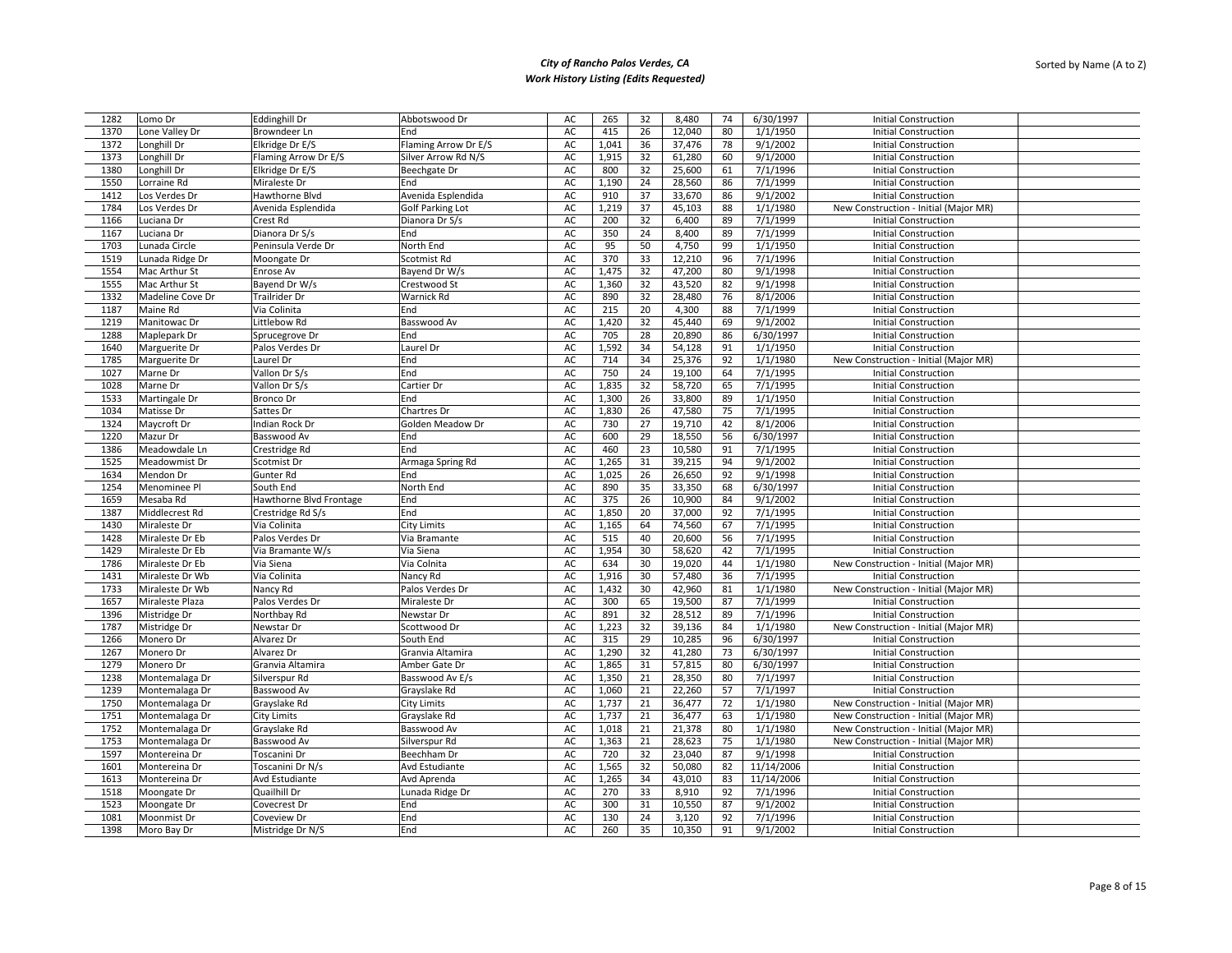## City of Rancho Palos Verdes, CA
### Work History Listing (Edits Requested)

Sorted by Name (A to Z)

| | | | | | | | | | | | |
|---|---|---|---|---|---|---|---|---|---|---|---|
| 1282 | Lomo Dr | Eddinghill Dr | Abbotswood Dr | AC | 265 | 32 | 8,480 | 74 | 6/30/1997 | Initial Construction | |
| 1370 | Lone Valley Dr | Browndeer Ln | End | AC | 415 | 26 | 12,040 | 80 | 1/1/1950 | Initial Construction | |
| 1372 | Longhill Dr | Elkridge Dr E/S | Flaming Arrow Dr E/S | AC | 1,041 | 36 | 37,476 | 78 | 9/1/2002 | Initial Construction | |
| 1373 | Longhill Dr | Flaming Arrow Dr E/S | Silver Arrow Rd N/S | AC | 1,915 | 32 | 61,280 | 60 | 9/1/2000 | Initial Construction | |
| 1380 | Longhill Dr | Elkridge Dr E/S | Beechgate Dr | AC | 800 | 32 | 25,600 | 61 | 7/1/1996 | Initial Construction | |
| 1550 | Lorraine Rd | Miraleste Dr | End | AC | 1,190 | 24 | 28,560 | 86 | 7/1/1999 | Initial Construction | |
| 1412 | Los Verdes Dr | Hawthorne Blvd | Avenida Esplendida | AC | 910 | 37 | 33,670 | 86 | 9/1/2002 | Initial Construction | |
| 1784 | Los Verdes Dr | Avenida Esplendida | Golf Parking Lot | AC | 1,219 | 37 | 45,103 | 88 | 1/1/1980 | New Construction - Initial (Major MR) | |
| 1166 | Luciana Dr | Crest Rd | Dianora Dr S/s | AC | 200 | 32 | 6,400 | 89 | 7/1/1999 | Initial Construction | |
| 1167 | Luciana Dr | Dianora Dr S/s | End | AC | 350 | 24 | 8,400 | 89 | 7/1/1999 | Initial Construction | |
| 1703 | Lunada Circle | Peninsula Verde Dr | North End | AC | 95 | 50 | 4,750 | 99 | 1/1/1950 | Initial Construction | |
| 1519 | Lunada Ridge Dr | Moongate Dr | Scotmist Rd | AC | 370 | 33 | 12,210 | 96 | 7/1/1996 | Initial Construction | |
| 1554 | Mac Arthur St | Enrose Av | Bayend Dr W/s | AC | 1,475 | 32 | 47,200 | 80 | 9/1/1998 | Initial Construction | |
| 1555 | Mac Arthur St | Bayend Dr W/s | Crestwood St | AC | 1,360 | 32 | 43,520 | 82 | 9/1/1998 | Initial Construction | |
| 1332 | Madeline Cove Dr | Trailrider Dr | Warnick Rd | AC | 890 | 32 | 28,480 | 76 | 8/1/2006 | Initial Construction | |
| 1187 | Maine Rd | Via Colinita | End | AC | 215 | 20 | 4,300 | 88 | 7/1/1999 | Initial Construction | |
| 1219 | Manitowac Dr | Littlebow Rd | Basswood Av | AC | 1,420 | 32 | 45,440 | 69 | 9/1/2002 | Initial Construction | |
| 1288 | Maplepark Dr | Sprucegrove Dr | End | AC | 705 | 28 | 20,890 | 86 | 6/30/1997 | Initial Construction | |
| 1640 | Marguerite Dr | Palos Verdes Dr | Laurel Dr | AC | 1,592 | 34 | 54,128 | 91 | 1/1/1950 | Initial Construction | |
| 1785 | Marguerite Dr | Laurel Dr | End | AC | 714 | 34 | 25,376 | 92 | 1/1/1980 | New Construction - Initial (Major MR) | |
| 1027 | Marne Dr | Vallon Dr S/s | End | AC | 750 | 24 | 19,100 | 64 | 7/1/1995 | Initial Construction | |
| 1028 | Marne Dr | Vallon Dr S/s | Cartier Dr | AC | 1,835 | 32 | 58,720 | 65 | 7/1/1995 | Initial Construction | |
| 1533 | Martingale Dr | Bronco Dr | End | AC | 1,300 | 26 | 33,800 | 89 | 1/1/1950 | Initial Construction | |
| 1034 | Matisse Dr | Sattes Dr | Chartres Dr | AC | 1,830 | 26 | 47,580 | 75 | 7/1/1995 | Initial Construction | |
| 1324 | Maycroft Dr | Indian Rock Dr | Golden Meadow Dr | AC | 730 | 27 | 19,710 | 42 | 8/1/2006 | Initial Construction | |
| 1220 | Mazur Dr | Basswood Av | End | AC | 600 | 29 | 18,550 | 56 | 6/30/1997 | Initial Construction | |
| 1386 | Meadowdale Ln | Crestridge Rd | End | AC | 460 | 23 | 10,580 | 91 | 7/1/1995 | Initial Construction | |
| 1525 | Meadowmist Dr | Scotmist Dr | Armaga Spring Rd | AC | 1,265 | 31 | 39,215 | 94 | 9/1/2002 | Initial Construction | |
| 1634 | Mendon Dr | Gunter Rd | End | AC | 1,025 | 26 | 26,650 | 92 | 9/1/1998 | Initial Construction | |
| 1254 | Menominee Pl | South End | North End | AC | 890 | 35 | 33,350 | 68 | 6/30/1997 | Initial Construction | |
| 1659 | Mesaba Rd | Hawthorne Blvd Frontage | End | AC | 375 | 26 | 10,900 | 84 | 9/1/2002 | Initial Construction | |
| 1387 | Middlecrest Rd | Crestridge Rd S/s | End | AC | 1,850 | 20 | 37,000 | 92 | 7/1/1995 | Initial Construction | |
| 1430 | Miraleste Dr | Via Colinita | City Limits | AC | 1,165 | 64 | 74,560 | 67 | 7/1/1995 | Initial Construction | |
| 1428 | Miraleste Dr Eb | Palos Verdes Dr | Via Bramante | AC | 515 | 40 | 20,600 | 56 | 7/1/1995 | Initial Construction | |
| 1429 | Miraleste Dr Eb | Via Bramante W/s | Via Siena | AC | 1,954 | 30 | 58,620 | 42 | 7/1/1995 | Initial Construction | |
| 1786 | Miraleste Dr Eb | Via Siena | Via Colnita | AC | 634 | 30 | 19,020 | 44 | 1/1/1980 | New Construction - Initial (Major MR) | |
| 1431 | Miraleste Dr Wb | Via Colinita | Nancy Rd | AC | 1,916 | 30 | 57,480 | 36 | 7/1/1995 | Initial Construction | |
| 1733 | Miraleste Dr Wb | Nancy Rd | Palos Verdes Dr | AC | 1,432 | 30 | 42,960 | 81 | 1/1/1980 | New Construction - Initial (Major MR) | |
| 1657 | Miraleste Plaza | Palos Verdes Dr | Miraleste Dr | AC | 300 | 65 | 19,500 | 87 | 7/1/1999 | Initial Construction | |
| 1396 | Mistridge Dr | Northbay Rd | Newstar Dr | AC | 891 | 32 | 28,512 | 89 | 7/1/1996 | Initial Construction | |
| 1787 | Mistridge Dr | Newstar Dr | Scottwood Dr | AC | 1,223 | 32 | 39,136 | 84 | 1/1/1980 | New Construction - Initial (Major MR) | |
| 1266 | Monero Dr | Alvarez Dr | South End | AC | 315 | 29 | 10,285 | 96 | 6/30/1997 | Initial Construction | |
| 1267 | Monero Dr | Alvarez Dr | Granvia Altamira | AC | 1,290 | 32 | 41,280 | 73 | 6/30/1997 | Initial Construction | |
| 1279 | Monero Dr | Granvia Altamira | Amber Gate Dr | AC | 1,865 | 31 | 57,815 | 80 | 6/30/1997 | Initial Construction | |
| 1238 | Montemalaga Dr | Silverspur Rd | Basswood Av E/s | AC | 1,350 | 21 | 28,350 | 80 | 7/1/1997 | Initial Construction | |
| 1239 | Montemalaga Dr | Basswood Av | Grayslake Rd | AC | 1,060 | 21 | 22,260 | 57 | 7/1/1997 | Initial Construction | |
| 1750 | Montemalaga Dr | Grayslake Rd | City Limits | AC | 1,737 | 21 | 36,477 | 72 | 1/1/1980 | New Construction - Initial (Major MR) | |
| 1751 | Montemalaga Dr | City Limits | Grayslake Rd | AC | 1,737 | 21 | 36,477 | 63 | 1/1/1980 | New Construction - Initial (Major MR) | |
| 1752 | Montemalaga Dr | Grayslake Rd | Basswood Av | AC | 1,018 | 21 | 21,378 | 80 | 1/1/1980 | New Construction - Initial (Major MR) | |
| 1753 | Montemalaga Dr | Basswood Av | Silverspur Rd | AC | 1,363 | 21 | 28,623 | 75 | 1/1/1980 | New Construction - Initial (Major MR) | |
| 1597 | Montereina Dr | Toscanini Dr | Beechham Dr | AC | 720 | 32 | 23,040 | 87 | 9/1/1998 | Initial Construction | |
| 1601 | Montereina Dr | Toscanini Dr N/s | Avd Estudiante | AC | 1,565 | 32 | 50,080 | 82 | 11/14/2006 | Initial Construction | |
| 1613 | Montereina Dr | Avd Estudiante | Avd Aprenda | AC | 1,265 | 34 | 43,010 | 83 | 11/14/2006 | Initial Construction | |
| 1518 | Moongate Dr | Quailhill Dr | Lunada Ridge Dr | AC | 270 | 33 | 8,910 | 92 | 7/1/1996 | Initial Construction | |
| 1523 | Moongate Dr | Covecrest Dr | End | AC | 300 | 31 | 10,550 | 87 | 9/1/2002 | Initial Construction | |
| 1081 | Moonmist Dr | Coveview Dr | End | AC | 130 | 24 | 3,120 | 92 | 7/1/1996 | Initial Construction | |
| 1398 | Moro Bay Dr | Mistridge Dr N/S | End | AC | 260 | 35 | 10,350 | 91 | 9/1/2002 | Initial Construction | |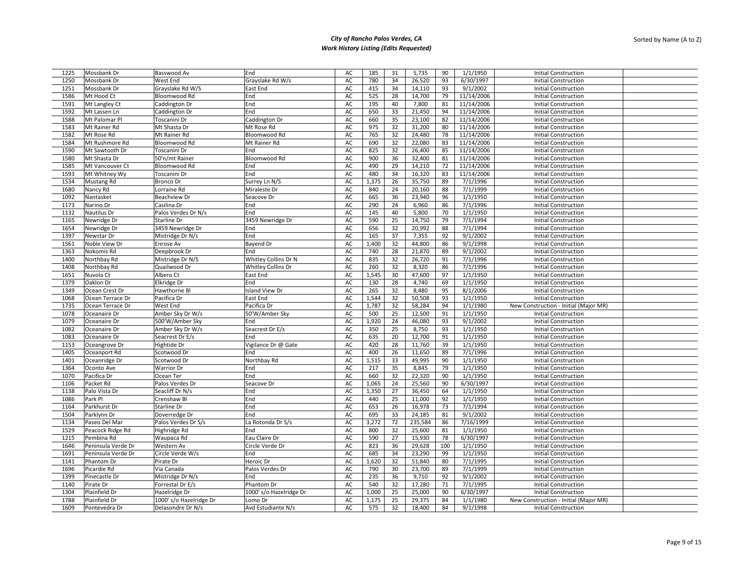# City of Rancho Palos Verdes, CA

## Work History Listing (Edits Requested)

Sorted by Name (A to Z)

| | | | | | | | | | | | |
|---|---|---|---|---|---|---|---|---|---|---|---|
| 1225 | Mossbank Dr | Basswood Av | End | AC | 185 | 31 | 5,735 | 90 | 1/1/1950 | Initial Construction | |
| 1250 | Mossbank Dr | West End | Grayslake Rd W/s | AC | 780 | 34 | 26,520 | 93 | 6/30/1997 | Initial Construction | |
| 1251 | Mossbank Dr | Grayslake Rd W/S | East End | AC | 415 | 34 | 14,110 | 93 | 9/1/2002 | Initial Construction | |
| 1586 | Mt Hood Ct | Bloomwood Rd | End | AC | 525 | 28 | 14,700 | 79 | 11/14/2006 | Initial Construction | |
| 1591 | Mt Langley Ct | Caddington Dr | End | AC | 195 | 40 | 7,800 | 81 | 11/14/2006 | Initial Construction | |
| 1592 | Mt Lassen Ln | Caddington Dr | End | AC | 650 | 33 | 21,450 | 94 | 11/14/2006 | Initial Construction | |
| 1588 | Mt Palomar Pl | Toscanini Dr | Caddington Dr | AC | 660 | 35 | 23,100 | 82 | 11/14/2006 | Initial Construction | |
| 1583 | Mt Rainer Rd | Mt Shasta Dr | Mt Rose Rd | AC | 975 | 32 | 31,200 | 80 | 11/14/2006 | Initial Construction | |
| 1582 | Mt Rose Rd | Mt Rainer Rd | Bloomwood Rd | AC | 765 | 32 | 24,480 | 78 | 11/14/2006 | Initial Construction | |
| 1584 | Mt Rushmore Rd | Bloomwood Rd | Mt Rainer Rd | AC | 690 | 32 | 22,080 | 83 | 11/14/2006 | Initial Construction | |
| 1590 | Mt Sawtooth Dr | Toscanini Dr | End | AC | 825 | 32 | 26,400 | 85 | 11/14/2006 | Initial Construction | |
| 1580 | Mt Shasta Dr | 50'n/mt Rainer | Bloomwood Rd | AC | 900 | 36 | 32,400 | 81 | 11/14/2006 | Initial Construction | |
| 1585 | Mt Vancouver Ct | Bloomwood Rd | End | AC | 490 | 29 | 14,210 | 72 | 11/14/2006 | Initial Construction | |
| 1593 | Mt Whitney Wy | Toscanini Dr | End | AC | 480 | 34 | 16,320 | 83 | 11/14/2006 | Initial Construction | |
| 1534 | Mustang Rd | Bronco Dr | Surrey Ln N/S | AC | 1,375 | 26 | 35,750 | 89 | 7/1/1996 | Initial Construction | |
| 1680 | Nancy Rd | Lorraine Rd | Miraleste Dr | AC | 840 | 24 | 20,160 | 88 | 7/1/1999 | Initial Construction | |
| 1092 | Nantasket | Beachview Dr | Seacove Dr | AC | 665 | 36 | 23,940 | 96 | 1/1/1950 | Initial Construction | |
| 1173 | Narino Dr | Casilina Dr | End | AC | 290 | 24 | 6,960 | 86 | 7/1/1996 | Initial Construction | |
| 1132 | Nautilus Dr | Palos Verdes Dr N/s | End | AC | 145 | 40 | 5,800 | 70 | 1/1/1950 | Initial Construction | |
| 1165 | Newridge Dr | Starline Dr | 3459 Newridge Dr | AC | 590 | 25 | 14,750 | 79 | 7/1/1994 | Initial Construction | |
| 1654 | Newridge Dr | 3459 Newridge Dr | End | AC | 656 | 32 | 20,992 | 88 | 7/1/1994 | Initial Construction | |
| 1397 | Newstar Dr | Mistridge Dr N/s | End | AC | 165 | 37 | 7,355 | 92 | 9/1/2002 | Initial Construction | |
| 1561 | Noble View Dr | Enrose Av | Bayend Dr | AC | 1,400 | 32 | 44,800 | 86 | 9/1/1998 | Initial Construction | |
| 1363 | Nokomis Rd | Deepbrook Dr | End | AC | 740 | 28 | 21,870 | 89 | 9/1/2002 | Initial Construction | |
| 1400 | Northbay Rd | Mistridge Dr N/S | Whitley Collins Dr N | AC | 835 | 32 | 26,720 | 91 | 7/1/1996 | Initial Construction | |
| 1408 | Northbay Rd | Quailwood Dr | Whitley Collins Dr | AC | 260 | 32 | 8,320 | 86 | 7/1/1996 | Initial Construction | |
| 1651 | Nuvola Ct | Albero Ct | East End | AC | 1,545 | 30 | 47,600 | 97 | 1/1/1950 | Initial Construction | |
| 1379 | Oaklon Dr | Elkridge Dr | End | AC | 130 | 28 | 4,740 | 69 | 1/1/1950 | Initial Construction | |
| 1349 | Ocean Crest Dr | Hawthorne Bl | Island View Dr | AC | 265 | 32 | 8,480 | 95 | 8/1/2006 | Initial Construction | |
| 1068 | Ocean Terrace Dr | Pacifica Dr | East End | AC | 1,544 | 32 | 50,508 | 93 | 1/1/1950 | Initial Construction | |
| 1735 | Ocean Terrace Dr | West End | Pacifica Dr | AC | 1,787 | 32 | 58,284 | 94 | 1/1/1980 | New Construction - Initial (Major MR) | |
| 1078 | Oceanaire Dr | Amber Sky Dr W/s | 50'W/Amber Sky | AC | 500 | 25 | 12,500 | 91 | 1/1/1950 | Initial Construction | |
| 1079 | Oceanaire Dr | 500'W/Amber Sky | End | AC | 1,920 | 24 | 46,080 | 93 | 9/1/2002 | Initial Construction | |
| 1082 | Oceanaire Dr | Amber Sky Dr W/s | Seacrest Dr E/s | AC | 350 | 25 | 8,750 | 93 | 1/1/1950 | Initial Construction | |
| 1083 | Oceanaire Dr | Seacrest Dr E/s | End | AC | 635 | 20 | 12,700 | 91 | 1/1/1950 | Initial Construction | |
| 1153 | Oceangrove Dr | Hightide Dr | Vigilance Dr @ Gate | AC | 420 | 28 | 11,760 | 39 | 1/1/1950 | Initial Construction | |
| 1405 | Oceanport Rd | Scotwood Dr | End | AC | 400 | 26 | 11,650 | 89 | 7/1/1996 | Initial Construction | |
| 1401 | Oceanridge Dr | Scotwood Dr | Northbay Rd | AC | 1,515 | 33 | 49,995 | 90 | 1/1/1950 | Initial Construction | |
| 1364 | Oconto Ave | Warrior Dr | End | AC | 217 | 35 | 8,845 | 79 | 1/1/1950 | Initial Construction | |
| 1070 | Pacifica Dr | Ocean Ter | End | AC | 660 | 32 | 22,320 | 90 | 1/1/1950 | Initial Construction | |
| 1106 | Packet Rd | Palos Verdes Dr | Seacove Dr | AC | 1,065 | 24 | 25,560 | 90 | 6/30/1997 | Initial Construction | |
| 1138 | Palo Vista Dr | Seacliff Dr N/s | End | AC | 1,350 | 27 | 36,450 | 64 | 1/1/1950 | Initial Construction | |
| 1086 | Park Pl | Crenshaw Bl | End | AC | 440 | 25 | 11,000 | 92 | 1/1/1950 | Initial Construction | |
| 1164 | Parkhurst Dr | Starline Dr | End | AC | 653 | 26 | 16,978 | 73 | 7/1/1994 | Initial Construction | |
| 1504 | Parklynn Dr | Doverredge Dr | End | AC | 695 | 33 | 24,185 | 81 | 9/1/2002 | Initial Construction | |
| 1134 | Paseo Del Mar | Palos Verdes Dr S/s | La Rotonda Dr S/s | AC | 3,272 | 72 | 235,584 | 86 | 7/16/1999 | Initial Construction | |
| 1529 | Peacock Ridge Rd | Highridge Rd | End | AC | 800 | 32 | 25,600 | 81 | 1/1/1950 | Initial Construction | |
| 1215 | Pembina Rd | Waupaca Rd | Eau Claire Dr | AC | 590 | 27 | 15,930 | 78 | 6/30/1997 | Initial Construction | |
| 1646 | Peninsula Verde Dr | Western Av | Circle Verde Dr | AC | 823 | 36 | 29,628 | 100 | 1/1/1950 | Initial Construction | |
| 1691 | Peninsula Verde Dr | Circle Verde W/s | End | AC | 685 | 34 | 23,290 | 99 | 1/1/1950 | Initial Construction | |
| 1141 | Phantom Dr | Pirate Dr | Heroic Dr | AC | 1,620 | 32 | 51,840 | 80 | 7/1/1995 | Initial Construction | |
| 1696 | Picardie Rd | Via Canada | Palos Verdes Dr | AC | 790 | 30 | 23,700 | 89 | 7/1/1999 | Initial Construction | |
| 1399 | Pinecastle Dr | Mistridge Dr N/s | End | AC | 235 | 36 | 9,710 | 92 | 9/1/2002 | Initial Construction | |
| 1140 | Pirate Dr | Forrestal Dr E/s | Phantom Dr | AC | 540 | 32 | 17,280 | 71 | 7/1/1995 | Initial Construction | |
| 1304 | Plainfield Dr | Hazelridge Dr | 1000' s/o Hazelridge Dr | AC | 1,000 | 25 | 25,000 | 90 | 6/30/1997 | Initial Construction | |
| 1788 | Plainfield Dr | 1000' s/o Hazelridge Dr | Lomo Dr | AC | 1,175 | 25 | 29,375 | 84 | 1/1/1980 | New Construction - Initial (Major MR) | |
| 1609 | Pontevedra Dr | Delasondre Dr N/s | Avd Estudiante N/s | AC | 575 | 32 | 18,400 | 84 | 9/1/1998 | Initial Construction | |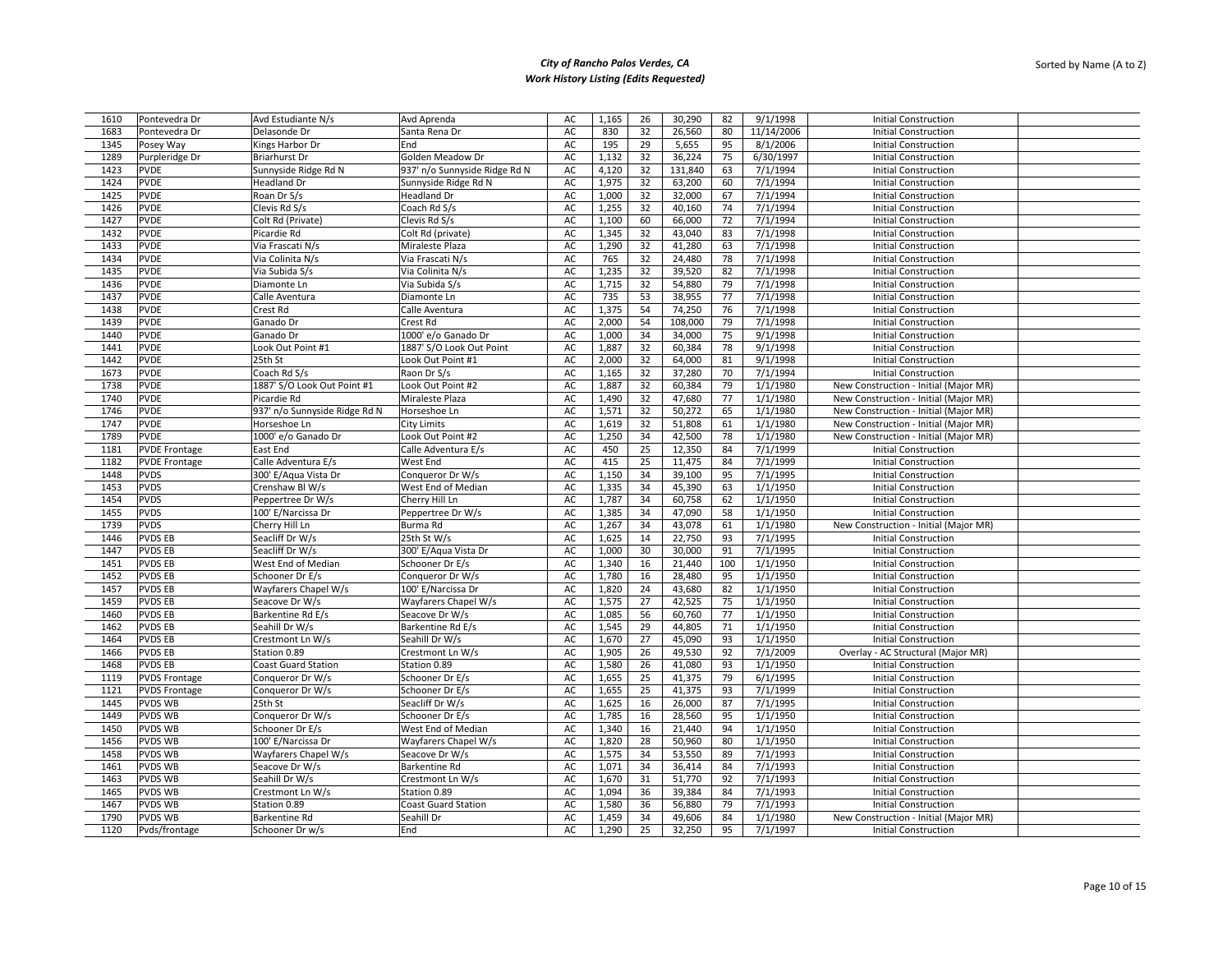# City of Rancho Palos Verdes, CA

## Work History Listing (Edits Requested)

Sorted by Name (A to Z)

| | | | | | | | | | | | |
|---|---|---|---|---|---|---|---|---|---|---|---|
| 1610 | Pontevedra Dr | Avd Estudiante N/s | Avd Aprenda | AC | 1,165 | 26 | 30,290 | 82 | 9/1/1998 | Initial Construction | |
| 1683 | Pontevedra Dr | Delasonde Dr | Santa Rena Dr | AC | 830 | 32 | 26,560 | 80 | 11/14/2006 | Initial Construction | |
| 1345 | Posey Way | Kings Harbor Dr | End | AC | 195 | 29 | 5,655 | 95 | 8/1/2006 | Initial Construction | |
| 1289 | Purpleridge Dr | Briarhurst Dr | Golden Meadow Dr | AC | 1,132 | 32 | 36,224 | 75 | 6/30/1997 | Initial Construction | |
| 1423 | PVDE | Sunnyside Ridge Rd N | 937' n/o Sunnyside Ridge Rd N | AC | 4,120 | 32 | 131,840 | 63 | 7/1/1994 | Initial Construction | |
| 1424 | PVDE | Headland Dr | Sunnyside Ridge Rd N | AC | 1,975 | 32 | 63,200 | 60 | 7/1/1994 | Initial Construction | |
| 1425 | PVDE | Roan Dr S/s | Headland Dr | AC | 1,000 | 32 | 32,000 | 67 | 7/1/1994 | Initial Construction | |
| 1426 | PVDE | Clevis Rd S/s | Coach Rd S/s | AC | 1,255 | 32 | 40,160 | 74 | 7/1/1994 | Initial Construction | |
| 1427 | PVDE | Colt Rd (Private) | Clevis Rd S/s | AC | 1,100 | 60 | 66,000 | 72 | 7/1/1994 | Initial Construction | |
| 1432 | PVDE | Picardie Rd | Colt Rd (private) | AC | 1,345 | 32 | 43,040 | 83 | 7/1/1998 | Initial Construction | |
| 1433 | PVDE | Via Frascati N/s | Miraleste Plaza | AC | 1,290 | 32 | 41,280 | 63 | 7/1/1998 | Initial Construction | |
| 1434 | PVDE | Via Colinita N/s | Via Frascati N/s | AC | 765 | 32 | 24,480 | 78 | 7/1/1998 | Initial Construction | |
| 1435 | PVDE | Via Subida S/s | Via Colinita N/s | AC | 1,235 | 32 | 39,520 | 82 | 7/1/1998 | Initial Construction | |
| 1436 | PVDE | Diamonte Ln | Via Subida S/s | AC | 1,715 | 32 | 54,880 | 79 | 7/1/1998 | Initial Construction | |
| 1437 | PVDE | Calle Aventura | Diamonte Ln | AC | 735 | 53 | 38,955 | 77 | 7/1/1998 | Initial Construction | |
| 1438 | PVDE | Crest Rd | Calle Aventura | AC | 1,375 | 54 | 74,250 | 76 | 7/1/1998 | Initial Construction | |
| 1439 | PVDE | Ganado Dr | Crest Rd | AC | 2,000 | 54 | 108,000 | 79 | 7/1/1998 | Initial Construction | |
| 1440 | PVDE | Ganado Dr | 1000' e/o Ganado Dr | AC | 1,000 | 34 | 34,000 | 75 | 9/1/1998 | Initial Construction | |
| 1441 | PVDE | Look Out Point #1 | 1887' S/O Look Out Point | AC | 1,887 | 32 | 60,384 | 78 | 9/1/1998 | Initial Construction | |
| 1442 | PVDE | 25th St | Look Out Point #1 | AC | 2,000 | 32 | 64,000 | 81 | 9/1/1998 | Initial Construction | |
| 1673 | PVDE | Coach Rd S/s | Raon Dr S/s | AC | 1,165 | 32 | 37,280 | 70 | 7/1/1994 | Initial Construction | |
| 1738 | PVDE | 1887' S/O Look Out Point #1 | Look Out Point #2 | AC | 1,887 | 32 | 60,384 | 79 | 1/1/1980 | New Construction - Initial (Major MR) | |
| 1740 | PVDE | Picardie Rd | Miraleste Plaza | AC | 1,490 | 32 | 47,680 | 77 | 1/1/1980 | New Construction - Initial (Major MR) | |
| 1746 | PVDE | 937' n/o Sunnyside Ridge Rd N | Horseshoe Ln | AC | 1,571 | 32 | 50,272 | 65 | 1/1/1980 | New Construction - Initial (Major MR) | |
| 1747 | PVDE | Horseshoe Ln | City Limits | AC | 1,619 | 32 | 51,808 | 61 | 1/1/1980 | New Construction - Initial (Major MR) | |
| 1789 | PVDE | 1000' e/o Ganado Dr | Look Out Point #2 | AC | 1,250 | 34 | 42,500 | 78 | 1/1/1980 | New Construction - Initial (Major MR) | |
| 1181 | PVDE Frontage | East End | Calle Adventura E/s | AC | 450 | 25 | 12,350 | 84 | 7/1/1999 | Initial Construction | |
| 1182 | PVDE Frontage | Calle Adventura E/s | West End | AC | 415 | 25 | 11,475 | 84 | 7/1/1999 | Initial Construction | |
| 1448 | PVDS | 300' E/Aqua Vista Dr | Conqueror Dr W/s | AC | 1,150 | 34 | 39,100 | 95 | 7/1/1995 | Initial Construction | |
| 1453 | PVDS | Crenshaw Bl W/s | West End of Median | AC | 1,335 | 34 | 45,390 | 63 | 1/1/1950 | Initial Construction | |
| 1454 | PVDS | Peppertree Dr W/s | Cherry Hill Ln | AC | 1,787 | 34 | 60,758 | 62 | 1/1/1950 | Initial Construction | |
| 1455 | PVDS | 100' E/Narcissa Dr | Peppertree Dr W/s | AC | 1,385 | 34 | 47,090 | 58 | 1/1/1950 | Initial Construction | |
| 1739 | PVDS | Cherry Hill Ln | Burma Rd | AC | 1,267 | 34 | 43,078 | 61 | 1/1/1980 | New Construction - Initial (Major MR) | |
| 1446 | PVDS EB | Seacliff Dr W/s | 25th St W/s | AC | 1,625 | 14 | 22,750 | 93 | 7/1/1995 | Initial Construction | |
| 1447 | PVDS EB | Seacliff Dr W/s | 300' E/Aqua Vista Dr | AC | 1,000 | 30 | 30,000 | 91 | 7/1/1995 | Initial Construction | |
| 1451 | PVDS EB | West End of Median | Schooner Dr E/s | AC | 1,340 | 16 | 21,440 | 100 | 1/1/1950 | Initial Construction | |
| 1452 | PVDS EB | Schooner Dr E/s | Conqueror Dr W/s | AC | 1,780 | 16 | 28,480 | 95 | 1/1/1950 | Initial Construction | |
| 1457 | PVDS EB | Wayfarers Chapel W/s | 100' E/Narcissa Dr | AC | 1,820 | 24 | 43,680 | 82 | 1/1/1950 | Initial Construction | |
| 1459 | PVDS EB | Seacove Dr W/s | Wayfarers Chapel W/s | AC | 1,575 | 27 | 42,525 | 75 | 1/1/1950 | Initial Construction | |
| 1460 | PVDS EB | Barkentine Rd E/s | Seacove Dr W/s | AC | 1,085 | 56 | 60,760 | 77 | 1/1/1950 | Initial Construction | |
| 1462 | PVDS EB | Seahill Dr W/s | Barkentine Rd E/s | AC | 1,545 | 29 | 44,805 | 71 | 1/1/1950 | Initial Construction | |
| 1464 | PVDS EB | Crestmont Ln W/s | Seahill Dr W/s | AC | 1,670 | 27 | 45,090 | 93 | 1/1/1950 | Initial Construction | |
| 1466 | PVDS EB | Station 0.89 | Crestmont Ln W/s | AC | 1,905 | 26 | 49,530 | 92 | 7/1/2009 | Overlay - AC Structural (Major MR) | |
| 1468 | PVDS EB | Coast Guard Station | Station 0.89 | AC | 1,580 | 26 | 41,080 | 93 | 1/1/1950 | Initial Construction | |
| 1119 | PVDS Frontage | Conqueror Dr W/s | Schooner Dr E/s | AC | 1,655 | 25 | 41,375 | 79 | 6/1/1995 | Initial Construction | |
| 1121 | PVDS Frontage | Conqueror Dr W/s | Schooner Dr E/s | AC | 1,655 | 25 | 41,375 | 93 | 7/1/1999 | Initial Construction | |
| 1445 | PVDS WB | 25th St | Seacliff Dr W/s | AC | 1,625 | 16 | 26,000 | 87 | 7/1/1995 | Initial Construction | |
| 1449 | PVDS WB | Conqueror Dr W/s | Schooner Dr E/s | AC | 1,785 | 16 | 28,560 | 95 | 1/1/1950 | Initial Construction | |
| 1450 | PVDS WB | Schooner Dr E/s | West End of Median | AC | 1,340 | 16 | 21,440 | 94 | 1/1/1950 | Initial Construction | |
| 1456 | PVDS WB | 100' E/Narcissa Dr | Wayfarers Chapel W/s | AC | 1,820 | 28 | 50,960 | 80 | 1/1/1950 | Initial Construction | |
| 1458 | PVDS WB | Wayfarers Chapel W/s | Seacove Dr W/s | AC | 1,575 | 34 | 53,550 | 89 | 7/1/1993 | Initial Construction | |
| 1461 | PVDS WB | Seacove Dr W/s | Barkentine Rd | AC | 1,071 | 34 | 36,414 | 84 | 7/1/1993 | Initial Construction | |
| 1463 | PVDS WB | Seahill Dr W/s | Crestmont Ln W/s | AC | 1,670 | 31 | 51,770 | 92 | 7/1/1993 | Initial Construction | |
| 1465 | PVDS WB | Crestmont Ln W/s | Station 0.89 | AC | 1,094 | 36 | 39,384 | 84 | 7/1/1993 | Initial Construction | |
| 1467 | PVDS WB | Station 0.89 | Coast Guard Station | AC | 1,580 | 36 | 56,880 | 79 | 7/1/1993 | Initial Construction | |
| 1790 | PVDS WB | Barkentine Rd | Seahill Dr | AC | 1,459 | 34 | 49,606 | 84 | 1/1/1980 | New Construction - Initial (Major MR) | |
| 1120 | Pvds/frontage | Schooner Dr w/s | End | AC | 1,290 | 25 | 32,250 | 95 | 7/1/1997 | Initial Construction | |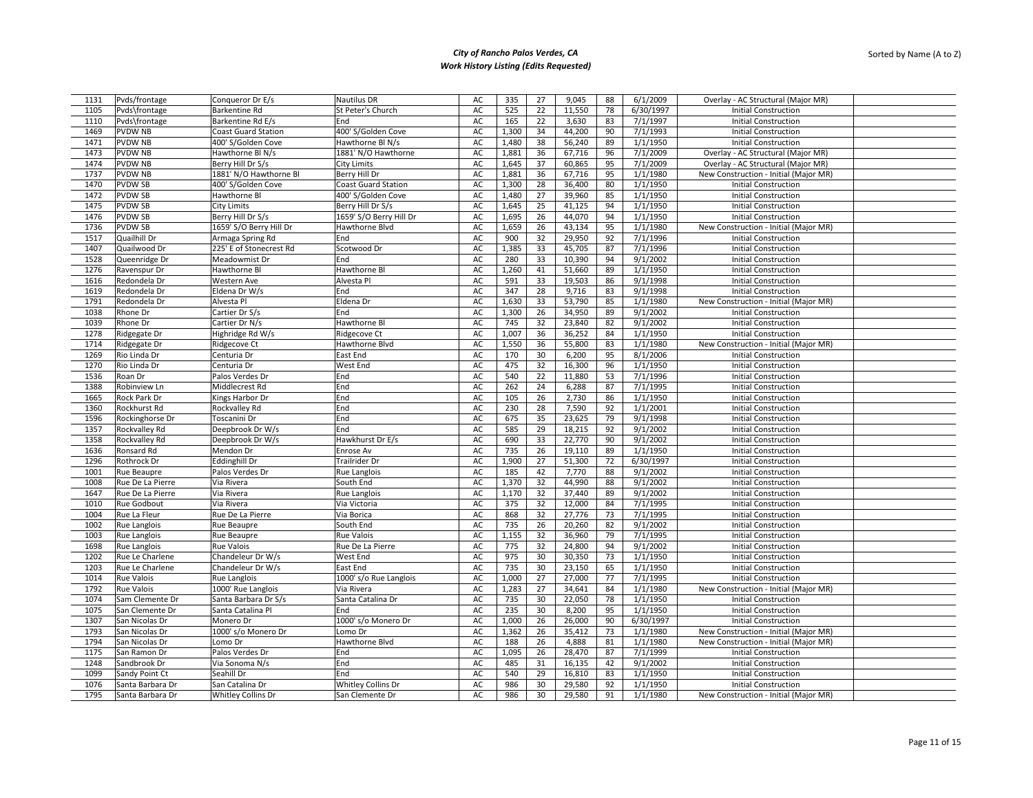# City of Rancho Palos Verdes, CA

## Work History Listing (Edits Requested)

Sorted by Name (A to Z)

| | | | | | | | | | | | |
|---|---|---|---|---|---|---|---|---|---|---|---|
| 1131 | Pvds/frontage | Conqueror Dr E/s | Nautilus DR | AC | 335 | 27 | 9,045 | 88 | 6/1/2009 | Overlay - AC Structural (Major MR) | |
| 1105 | Pvds\frontage | Barkentine Rd | St Peter's Church | AC | 525 | 22 | 11,550 | 78 | 6/30/1997 | Initial Construction | |
| 1110 | Pvds\frontage | Barkentine Rd E/s | End | AC | 165 | 22 | 3,630 | 83 | 7/1/1997 | Initial Construction | |
| 1469 | PVDW NB | Coast Guard Station | 400' S/Golden Cove | AC | 1,300 | 34 | 44,200 | 90 | 7/1/1993 | Initial Construction | |
| 1471 | PVDW NB | 400' S/Golden Cove | Hawthorne Bl N/s | AC | 1,480 | 38 | 56,240 | 89 | 1/1/1950 | Initial Construction | |
| 1473 | PVDW NB | Hawthorne Bl N/s | 1881' N/O Hawthorne | AC | 1,881 | 36 | 67,716 | 96 | 7/1/2009 | Overlay - AC Structural (Major MR) | |
| 1474 | PVDW NB | Berry Hill Dr S/s | City Limits | AC | 1,645 | 37 | 60,865 | 95 | 7/1/2009 | Overlay - AC Structural (Major MR) | |
| 1737 | PVDW NB | 1881' N/O Hawthorne Bl | Berry Hill Dr | AC | 1,881 | 36 | 67,716 | 95 | 1/1/1980 | New Construction - Initial (Major MR) | |
| 1470 | PVDW SB | 400' S/Golden Cove | Coast Guard Station | AC | 1,300 | 28 | 36,400 | 80 | 1/1/1950 | Initial Construction | |
| 1472 | PVDW SB | Hawthorne Bl | 400' S/Golden Cove | AC | 1,480 | 27 | 39,960 | 85 | 1/1/1950 | Initial Construction | |
| 1475 | PVDW SB | City Limits | Berry Hill Dr S/s | AC | 1,645 | 25 | 41,125 | 94 | 1/1/1950 | Initial Construction | |
| 1476 | PVDW SB | Berry Hill Dr S/s | 1659' S/O Berry Hill Dr | AC | 1,695 | 26 | 44,070 | 94 | 1/1/1950 | Initial Construction | |
| 1736 | PVDW SB | 1659' S/O Berry Hill Dr | Hawthorne Blvd | AC | 1,659 | 26 | 43,134 | 95 | 1/1/1980 | New Construction - Initial (Major MR) | |
| 1517 | Quailhill Dr | Armaga Spring Rd | End | AC | 900 | 32 | 29,950 | 92 | 7/1/1996 | Initial Construction | |
| 1407 | Quailwood Dr | 225' E of Stonecrest Rd | Scotwood Dr | AC | 1,385 | 33 | 45,705 | 87 | 7/1/1996 | Initial Construction | |
| 1528 | Queenridge Dr | Meadowmist Dr | End | AC | 280 | 33 | 10,390 | 94 | 9/1/2002 | Initial Construction | |
| 1276 | Ravenspur Dr | Hawthorne Bl | Hawthorne Bl | AC | 1,260 | 41 | 51,660 | 89 | 1/1/1950 | Initial Construction | |
| 1616 | Redondela Dr | Western Ave | Alvesta Pl | AC | 591 | 33 | 19,503 | 86 | 9/1/1998 | Initial Construction | |
| 1619 | Redondela Dr | Eldena Dr W/s | End | AC | 347 | 28 | 9,716 | 83 | 9/1/1998 | Initial Construction | |
| 1791 | Redondela Dr | Alvesta Pl | Eldena Dr | AC | 1,630 | 33 | 53,790 | 85 | 1/1/1980 | New Construction - Initial (Major MR) | |
| 1038 | Rhone Dr | Cartier Dr S/s | End | AC | 1,300 | 26 | 34,950 | 89 | 9/1/2002 | Initial Construction | |
| 1039 | Rhone Dr | Cartier Dr N/s | Hawthorne Bl | AC | 745 | 32 | 23,840 | 82 | 9/1/2002 | Initial Construction | |
| 1278 | Ridgegate Dr | Highridge Rd W/s | Ridgecove Ct | AC | 1,007 | 36 | 36,252 | 84 | 1/1/1950 | Initial Construction | |
| 1714 | Ridgegate Dr | Ridgecove Ct | Hawthorne Blvd | AC | 1,550 | 36 | 55,800 | 83 | 1/1/1980 | New Construction - Initial (Major MR) | |
| 1269 | Rio Linda Dr | Centuria Dr | East End | AC | 170 | 30 | 6,200 | 95 | 8/1/2006 | Initial Construction | |
| 1270 | Rio Linda Dr | Centuria Dr | West End | AC | 475 | 32 | 16,300 | 96 | 1/1/1950 | Initial Construction | |
| 1536 | Roan Dr | Palos Verdes Dr | End | AC | 540 | 22 | 11,880 | 53 | 7/1/1996 | Initial Construction | |
| 1388 | Robinview Ln | Middlecrest Rd | End | AC | 262 | 24 | 6,288 | 87 | 7/1/1995 | Initial Construction | |
| 1665 | Rock Park Dr | Kings Harbor Dr | End | AC | 105 | 26 | 2,730 | 86 | 1/1/1950 | Initial Construction | |
| 1360 | Rockhurst Rd | Rockvalley Rd | End | AC | 230 | 28 | 7,590 | 92 | 1/1/2001 | Initial Construction | |
| 1596 | Rockinghorse Dr | Toscanini Dr | End | AC | 675 | 35 | 23,625 | 79 | 9/1/1998 | Initial Construction | |
| 1357 | Rockvalley Rd | Deepbrook Dr W/s | End | AC | 585 | 29 | 18,215 | 92 | 9/1/2002 | Initial Construction | |
| 1358 | Rockvalley Rd | Deepbrook Dr W/s | Hawkhurst Dr E/s | AC | 690 | 33 | 22,770 | 90 | 9/1/2002 | Initial Construction | |
| 1636 | Ronsard Rd | Mendon Dr | Enrose Av | AC | 735 | 26 | 19,110 | 89 | 1/1/1950 | Initial Construction | |
| 1296 | Rothrock Dr | Eddinghill Dr | Trailrider Dr | AC | 1,900 | 27 | 51,300 | 72 | 6/30/1997 | Initial Construction | |
| 1001 | Rue Beaupre | Palos Verdes Dr | Rue Langlois | AC | 185 | 42 | 7,770 | 88 | 9/1/2002 | Initial Construction | |
| 1008 | Rue De La Pierre | Via Rivera | South End | AC | 1,370 | 32 | 44,990 | 88 | 9/1/2002 | Initial Construction | |
| 1647 | Rue De La Pierre | Via Rivera | Rue Langlois | AC | 1,170 | 32 | 37,440 | 89 | 9/1/2002 | Initial Construction | |
| 1010 | Rue Godbout | Via Rivera | Via Victoria | AC | 375 | 32 | 12,000 | 84 | 7/1/1995 | Initial Construction | |
| 1004 | Rue La Fleur | Rue De La Pierre | Via Borica | AC | 868 | 32 | 27,776 | 73 | 7/1/1995 | Initial Construction | |
| 1002 | Rue Langlois | Rue Beaupre | South End | AC | 735 | 26 | 20,260 | 82 | 9/1/2002 | Initial Construction | |
| 1003 | Rue Langlois | Rue Beaupre | Rue Valois | AC | 1,155 | 32 | 36,960 | 79 | 7/1/1995 | Initial Construction | |
| 1698 | Rue Langlois | Rue Valois | Rue De La Pierre | AC | 775 | 32 | 24,800 | 94 | 9/1/2002 | Initial Construction | |
| 1202 | Rue Le Charlene | Chandeleur Dr W/s | West End | AC | 975 | 30 | 30,350 | 73 | 1/1/1950 | Initial Construction | |
| 1203 | Rue Le Charlene | Chandeleur Dr W/s | East End | AC | 735 | 30 | 23,150 | 65 | 1/1/1950 | Initial Construction | |
| 1014 | Rue Valois | Rue Langlois | 1000' s/o Rue Langlois | AC | 1,000 | 27 | 27,000 | 77 | 7/1/1995 | Initial Construction | |
| 1792 | Rue Valois | 1000' Rue Langlois | Via Rivera | AC | 1,283 | 27 | 34,641 | 84 | 1/1/1980 | New Construction - Initial (Major MR) | |
| 1074 | Sam Clemente Dr | Santa Barbara Dr S/s | Santa Catalina Dr | AC | 735 | 30 | 22,050 | 78 | 1/1/1950 | Initial Construction | |
| 1075 | San Clemente Dr | Santa Catalina Pl | End | AC | 235 | 30 | 8,200 | 95 | 1/1/1950 | Initial Construction | |
| 1307 | San Nicolas Dr | Monero Dr | 1000' s/o Monero Dr | AC | 1,000 | 26 | 26,000 | 90 | 6/30/1997 | Initial Construction | |
| 1793 | San Nicolas Dr | 1000' s/o Monero Dr | Lomo Dr | AC | 1,362 | 26 | 35,412 | 73 | 1/1/1980 | New Construction - Initial (Major MR) | |
| 1794 | San Nicolas Dr | Lomo Dr | Hawthorne Blvd | AC | 188 | 26 | 4,888 | 81 | 1/1/1980 | New Construction - Initial (Major MR) | |
| 1175 | San Ramon Dr | Palos Verdes Dr | End | AC | 1,095 | 26 | 28,470 | 87 | 7/1/1999 | Initial Construction | |
| 1248 | Sandbrook Dr | Via Sonoma N/s | End | AC | 485 | 31 | 16,135 | 42 | 9/1/2002 | Initial Construction | |
| 1099 | Sandy Point Ct | Seahill Dr | End | AC | 540 | 29 | 16,810 | 83 | 1/1/1950 | Initial Construction | |
| 1076 | Santa Barbara Dr | San Catalina Dr | Whitley Collins Dr | AC | 986 | 30 | 29,580 | 92 | 1/1/1950 | Initial Construction | |
| 1795 | Santa Barbara Dr | Whitley Collins Dr | San Clemente Dr | AC | 986 | 30 | 29,580 | 91 | 1/1/1980 | New Construction - Initial (Major MR) | |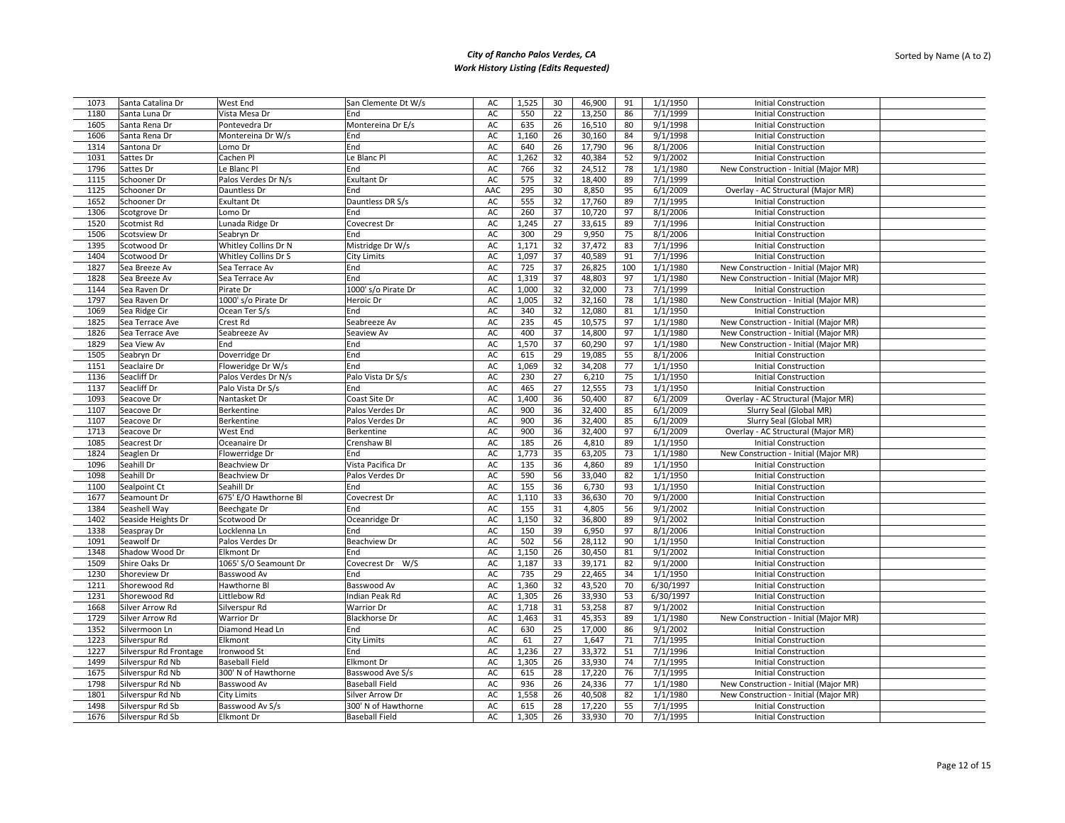# City of Rancho Palos Verdes, CA
## Work History Listing (Edits Requested)

Sorted by Name (A to Z)

| | | | | | | | | | | | |
|---|---|---|---|---|---|---|---|---|---|---|---|
| 1073 | Santa Catalina Dr | West End | San Clemente Dt W/s | AC | 1,525 | 30 | 46,900 | 91 | 1/1/1950 | Initial Construction | |
| 1180 | Santa Luna Dr | Vista Mesa Dr | End | AC | 550 | 22 | 13,250 | 86 | 7/1/1999 | Initial Construction | |
| 1605 | Santa Rena Dr | Pontevedra Dr | Montereina Dr E/s | AC | 635 | 26 | 16,510 | 80 | 9/1/1998 | Initial Construction | |
| 1606 | Santa Rena Dr | Montereina Dr W/s | End | AC | 1,160 | 26 | 30,160 | 84 | 9/1/1998 | Initial Construction | |
| 1314 | Santona Dr | Lomo Dr | End | AC | 640 | 26 | 17,790 | 96 | 8/1/2006 | Initial Construction | |
| 1031 | Sattes Dr | Cachen Pl | Le Blanc Pl | AC | 1,262 | 32 | 40,384 | 52 | 9/1/2002 | Initial Construction | |
| 1796 | Sattes Dr | Le Blanc Pl | End | AC | 766 | 32 | 24,512 | 78 | 1/1/1980 | New Construction - Initial (Major MR) | |
| 1115 | Schooner Dr | Palos Verdes Dr N/s | Exultant Dr | AC | 575 | 32 | 18,400 | 89 | 7/1/1999 | Initial Construction | |
| 1125 | Schooner Dr | Dauntless Dr | End | AAC | 295 | 30 | 8,850 | 95 | 6/1/2009 | Overlay - AC Structural (Major MR) | |
| 1652 | Schooner Dr | Exultant Dt | Dauntless DR S/s | AC | 555 | 32 | 17,760 | 89 | 7/1/1995 | Initial Construction | |
| 1306 | Scotgrove Dr | Lomo Dr | End | AC | 260 | 37 | 10,720 | 97 | 8/1/2006 | Initial Construction | |
| 1520 | Scotmist Rd | Lunada Ridge Dr | Covecrest Dr | AC | 1,245 | 27 | 33,615 | 89 | 7/1/1996 | Initial Construction | |
| 1506 | Scotsview Dr | Seabryn Dr | End | AC | 300 | 29 | 9,950 | 75 | 8/1/2006 | Initial Construction | |
| 1395 | Scotwood Dr | Whitley Collins Dr N | Mistridge Dr W/s | AC | 1,171 | 32 | 37,472 | 83 | 7/1/1996 | Initial Construction | |
| 1404 | Scotwood Dr | Whitley Collins Dr S | City Limits | AC | 1,097 | 37 | 40,589 | 91 | 7/1/1996 | Initial Construction | |
| 1827 | Sea Breeze Av | Sea Terrace Av | End | AC | 725 | 37 | 26,825 | 100 | 1/1/1980 | New Construction - Initial (Major MR) | |
| 1828 | Sea Breeze Av | Sea Terrace Av | End | AC | 1,319 | 37 | 48,803 | 97 | 1/1/1980 | New Construction - Initial (Major MR) | |
| 1144 | Sea Raven Dr | Pirate Dr | 1000' s/o Pirate Dr | AC | 1,000 | 32 | 32,000 | 73 | 7/1/1999 | Initial Construction | |
| 1797 | Sea Raven Dr | 1000' s/o Pirate Dr | Heroic Dr | AC | 1,005 | 32 | 32,160 | 78 | 1/1/1980 | New Construction - Initial (Major MR) | |
| 1069 | Sea Ridge Cir | Ocean Ter S/s | End | AC | 340 | 32 | 12,080 | 81 | 1/1/1950 | Initial Construction | |
| 1825 | Sea Terrace Ave | Crest Rd | Seabreeze Av | AC | 235 | 45 | 10,575 | 97 | 1/1/1980 | New Construction - Initial (Major MR) | |
| 1826 | Sea Terrace Ave | Seabreeze Av | Seaview Av | AC | 400 | 37 | 14,800 | 97 | 1/1/1980 | New Construction - Initial (Major MR) | |
| 1829 | Sea View Av | End | End | AC | 1,570 | 37 | 60,290 | 97 | 1/1/1980 | New Construction - Initial (Major MR) | |
| 1505 | Seabryn Dr | Doverridge Dr | End | AC | 615 | 29 | 19,085 | 55 | 8/1/2006 | Initial Construction | |
| 1151 | Seaclaire Dr | Floweridge Dr W/s | End | AC | 1,069 | 32 | 34,208 | 77 | 1/1/1950 | Initial Construction | |
| 1136 | Seacliff Dr | Palos Verdes Dr N/s | Palo Vista Dr S/s | AC | 230 | 27 | 6,210 | 75 | 1/1/1950 | Initial Construction | |
| 1137 | Seacliff Dr | Palo Vista Dr S/s | End | AC | 465 | 27 | 12,555 | 73 | 1/1/1950 | Initial Construction | |
| 1093 | Seacove Dr | Nantasket Dr | Coast Site Dr | AC | 1,400 | 36 | 50,400 | 87 | 6/1/2009 | Overlay - AC Structural (Major MR) | |
| 1107 | Seacove Dr | Berkentine | Palos Verdes Dr | AC | 900 | 36 | 32,400 | 85 | 6/1/2009 | Slurry Seal (Global MR) | |
| 1107 | Seacove Dr | Berkentine | Palos Verdes Dr | AC | 900 | 36 | 32,400 | 85 | 6/1/2009 | Slurry Seal (Global MR) | |
| 1713 | Seacove Dr | West End | Berkentine | AC | 900 | 36 | 32,400 | 97 | 6/1/2009 | Overlay - AC Structural (Major MR) | |
| 1085 | Seacrest Dr | Oceanaire Dr | Crenshaw Bl | AC | 185 | 26 | 4,810 | 89 | 1/1/1950 | Initial Construction | |
| 1824 | Seaglen Dr | Flowerridge Dr | End | AC | 1,773 | 35 | 63,205 | 73 | 1/1/1980 | New Construction - Initial (Major MR) | |
| 1096 | Seahill Dr | Beachview Dr | Vista Pacifica Dr | AC | 135 | 36 | 4,860 | 89 | 1/1/1950 | Initial Construction | |
| 1098 | Seahill Dr | Beachview Dr | Palos Verdes Dr | AC | 590 | 56 | 33,040 | 82 | 1/1/1950 | Initial Construction | |
| 1100 | Sealpoint Ct | Seahill Dr | End | AC | 155 | 36 | 6,730 | 93 | 1/1/1950 | Initial Construction | |
| 1677 | Seamount Dr | 675' E/O Hawthorne Bl | Covecrest Dr | AC | 1,110 | 33 | 36,630 | 70 | 9/1/2000 | Initial Construction | |
| 1384 | Seashell Way | Beechgate Dr | End | AC | 155 | 31 | 4,805 | 56 | 9/1/2002 | Initial Construction | |
| 1402 | Seaside Heights Dr | Scotwood Dr | Oceanridge Dr | AC | 1,150 | 32 | 36,800 | 89 | 9/1/2002 | Initial Construction | |
| 1338 | Seaspray Dr | Locklenna Ln | End | AC | 150 | 39 | 6,950 | 97 | 8/1/2006 | Initial Construction | |
| 1091 | Seawolf Dr | Palos Verdes Dr | Beachview Dr | AC | 502 | 56 | 28,112 | 90 | 1/1/1950 | Initial Construction | |
| 1348 | Shadow Wood Dr | Elkmont Dr | End | AC | 1,150 | 26 | 30,450 | 81 | 9/1/2002 | Initial Construction | |
| 1509 | Shire Oaks Dr | 1065' S/O Seamount Dr | Covecrest Dr W/S | AC | 1,187 | 33 | 39,171 | 82 | 9/1/2000 | Initial Construction | |
| 1230 | Shoreview Dr | Basswood Av | End | AC | 735 | 29 | 22,465 | 34 | 1/1/1950 | Initial Construction | |
| 1211 | Shorewood Rd | Hawthorne Bl | Basswood Av | AC | 1,360 | 32 | 43,520 | 70 | 6/30/1997 | Initial Construction | |
| 1231 | Shorewood Rd | Littlebow Rd | Indian Peak Rd | AC | 1,305 | 26 | 33,930 | 53 | 6/30/1997 | Initial Construction | |
| 1668 | Silver Arrow Rd | Silverspur Rd | Warrior Dr | AC | 1,718 | 31 | 53,258 | 87 | 9/1/2002 | Initial Construction | |
| 1729 | Silver Arrow Rd | Warrior Dr | Blackhorse Dr | AC | 1,463 | 31 | 45,353 | 89 | 1/1/1980 | New Construction - Initial (Major MR) | |
| 1352 | Silvermoon Ln | Diamond Head Ln | End | AC | 630 | 25 | 17,000 | 86 | 9/1/2002 | Initial Construction | |
| 1223 | Silverspur Rd | Elkmont | City Limits | AC | 61 | 27 | 1,647 | 71 | 7/1/1995 | Initial Construction | |
| 1227 | Silverspur Rd Frontage | Ironwood St | End | AC | 1,236 | 27 | 33,372 | 51 | 7/1/1996 | Initial Construction | |
| 1499 | Silverspur Rd Nb | Baseball Field | Elkmont Dr | AC | 1,305 | 26 | 33,930 | 74 | 7/1/1995 | Initial Construction | |
| 1675 | Silverspur Rd Nb | 300' N of Hawthorne | Basswood Ave S/s | AC | 615 | 28 | 17,220 | 76 | 7/1/1995 | Initial Construction | |
| 1798 | Silverspur Rd Nb | Basswood Av | Baseball Field | AC | 936 | 26 | 24,336 | 77 | 1/1/1980 | New Construction - Initial (Major MR) | |
| 1801 | Silverspur Rd Nb | City Limits | Silver Arrow Dr | AC | 1,558 | 26 | 40,508 | 82 | 1/1/1980 | New Construction - Initial (Major MR) | |
| 1498 | Silverspur Rd Sb | Basswood Av S/s | 300' N of Hawthorne | AC | 615 | 28 | 17,220 | 55 | 7/1/1995 | Initial Construction | |
| 1676 | Silverspur Rd Sb | Elkmont Dr | Baseball Field | AC | 1,305 | 26 | 33,930 | 70 | 7/1/1995 | Initial Construction | |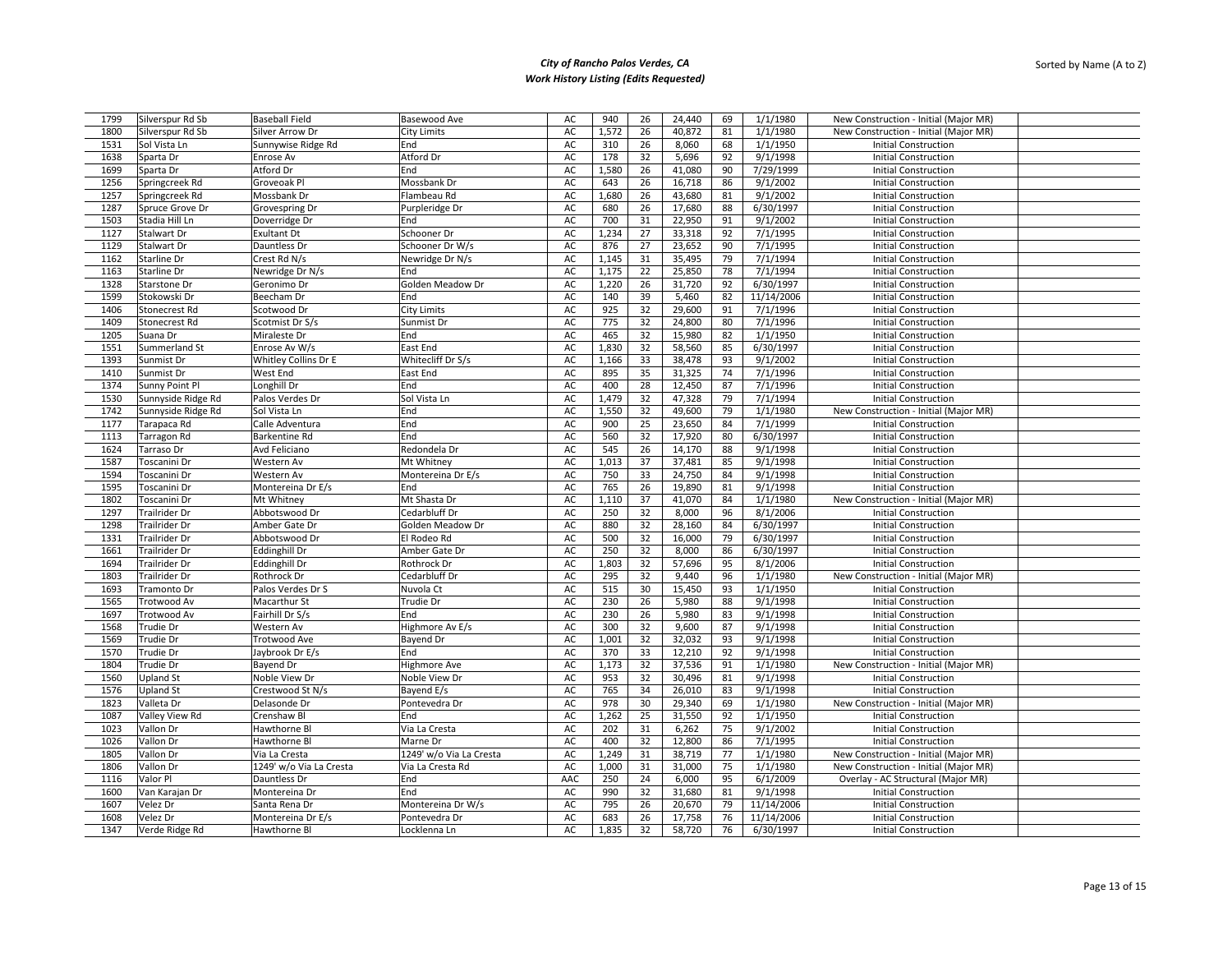# City of Rancho Palos Verdes, CA
## Work History Listing (Edits Requested)

Sorted by Name (A to Z)

| | | | | | | | | | | | |
|---|---|---|---|---|---|---|---|---|---|---|---|
| 1799 | Silverspur Rd Sb | Baseball Field | Basewood Ave | AC | 940 | 26 | 24,440 | 69 | 1/1/1980 | New Construction - Initial (Major MR) | |
| 1800 | Silverspur Rd Sb | Silver Arrow Dr | City Limits | AC | 1,572 | 26 | 40,872 | 81 | 1/1/1980 | New Construction - Initial (Major MR) | |
| 1531 | Sol Vista Ln | Sunnywise Ridge Rd | End | AC | 310 | 26 | 8,060 | 68 | 1/1/1950 | Initial Construction | |
| 1638 | Sparta Dr | Enrose Av | Atford Dr | AC | 178 | 32 | 5,696 | 92 | 9/1/1998 | Initial Construction | |
| 1699 | Sparta Dr | Atford Dr | End | AC | 1,580 | 26 | 41,080 | 90 | 7/29/1999 | Initial Construction | |
| 1256 | Springcreek Rd | Groveoak Pl | Mossbank Dr | AC | 643 | 26 | 16,718 | 86 | 9/1/2002 | Initial Construction | |
| 1257 | Springcreek Rd | Mossbank Dr | Flambeau Rd | AC | 1,680 | 26 | 43,680 | 81 | 9/1/2002 | Initial Construction | |
| 1287 | Spruce Grove Dr | Grovespring Dr | Purpleridge Dr | AC | 680 | 26 | 17,680 | 88 | 6/30/1997 | Initial Construction | |
| 1503 | Stadia Hill Ln | Doverridge Dr | End | AC | 700 | 31 | 22,950 | 91 | 9/1/2002 | Initial Construction | |
| 1127 | Stalwart Dr | Exultant Dt | Schooner Dr | AC | 1,234 | 27 | 33,318 | 92 | 7/1/1995 | Initial Construction | |
| 1129 | Stalwart Dr | Dauntless Dr | Schooner Dr W/s | AC | 876 | 27 | 23,652 | 90 | 7/1/1995 | Initial Construction | |
| 1162 | Starline Dr | Crest Rd N/s | Newridge Dr N/s | AC | 1,145 | 31 | 35,495 | 79 | 7/1/1994 | Initial Construction | |
| 1163 | Starline Dr | Newridge Dr N/s | End | AC | 1,175 | 22 | 25,850 | 78 | 7/1/1994 | Initial Construction | |
| 1328 | Starstone Dr | Geronimo Dr | Golden Meadow Dr | AC | 1,220 | 26 | 31,720 | 92 | 6/30/1997 | Initial Construction | |
| 1599 | Stokowski Dr | Beecham Dr | End | AC | 140 | 39 | 5,460 | 82 | 11/14/2006 | Initial Construction | |
| 1406 | Stonecrest Rd | Scotwood Dr | City Limits | AC | 925 | 32 | 29,600 | 91 | 7/1/1996 | Initial Construction | |
| 1409 | Stonecrest Rd | Scotmist Dr S/s | Sunmist Dr | AC | 775 | 32 | 24,800 | 80 | 7/1/1996 | Initial Construction | |
| 1205 | Suana Dr | Miraleste Dr | End | AC | 465 | 32 | 15,980 | 82 | 1/1/1950 | Initial Construction | |
| 1551 | Summerland St | Enrose Av W/s | East End | AC | 1,830 | 32 | 58,560 | 85 | 6/30/1997 | Initial Construction | |
| 1393 | Sunmist Dr | Whitley Collins Dr E | Whitecliff Dr S/s | AC | 1,166 | 33 | 38,478 | 93 | 9/1/2002 | Initial Construction | |
| 1410 | Sunmist Dr | West End | East End | AC | 895 | 35 | 31,325 | 74 | 7/1/1996 | Initial Construction | |
| 1374 | Sunny Point Pl | Longhill Dr | End | AC | 400 | 28 | 12,450 | 87 | 7/1/1996 | Initial Construction | |
| 1530 | Sunnyside Ridge Rd | Palos Verdes Dr | Sol Vista Ln | AC | 1,479 | 32 | 47,328 | 79 | 7/1/1994 | Initial Construction | |
| 1742 | Sunnyside Ridge Rd | Sol Vista Ln | End | AC | 1,550 | 32 | 49,600 | 79 | 1/1/1980 | New Construction - Initial (Major MR) | |
| 1177 | Tarapaca Rd | Calle Adventura | End | AC | 900 | 25 | 23,650 | 84 | 7/1/1999 | Initial Construction | |
| 1113 | Tarragon Rd | Barkentine Rd | End | AC | 560 | 32 | 17,920 | 80 | 6/30/1997 | Initial Construction | |
| 1624 | Tarraso Dr | Avd Feliciano | Redondela Dr | AC | 545 | 26 | 14,170 | 88 | 9/1/1998 | Initial Construction | |
| 1587 | Toscanini Dr | Western Av | Mt Whitney | AC | 1,013 | 37 | 37,481 | 85 | 9/1/1998 | Initial Construction | |
| 1594 | Toscanini Dr | Western Av | Montereina Dr E/s | AC | 750 | 33 | 24,750 | 84 | 9/1/1998 | Initial Construction | |
| 1595 | Toscanini Dr | Montereina Dr E/s | End | AC | 765 | 26 | 19,890 | 81 | 9/1/1998 | Initial Construction | |
| 1802 | Toscanini Dr | Mt Whitney | Mt Shasta Dr | AC | 1,110 | 37 | 41,070 | 84 | 1/1/1980 | New Construction - Initial (Major MR) | |
| 1297 | Trailrider Dr | Abbotswood Dr | Cedarbluff Dr | AC | 250 | 32 | 8,000 | 96 | 8/1/2006 | Initial Construction | |
| 1298 | Trailrider Dr | Amber Gate Dr | Golden Meadow Dr | AC | 880 | 32 | 28,160 | 84 | 6/30/1997 | Initial Construction | |
| 1331 | Trailrider Dr | Abbotswood Dr | El Rodeo Rd | AC | 500 | 32 | 16,000 | 79 | 6/30/1997 | Initial Construction | |
| 1661 | Trailrider Dr | Eddinghill Dr | Amber Gate Dr | AC | 250 | 32 | 8,000 | 86 | 6/30/1997 | Initial Construction | |
| 1694 | Trailrider Dr | Eddinghill Dr | Rothrock Dr | AC | 1,803 | 32 | 57,696 | 95 | 8/1/2006 | Initial Construction | |
| 1803 | Trailrider Dr | Rothrock Dr | Cedarbluff Dr | AC | 295 | 32 | 9,440 | 96 | 1/1/1980 | New Construction - Initial (Major MR) | |
| 1693 | Tramonto Dr | Palos Verdes Dr S | Nuvola Ct | AC | 515 | 30 | 15,450 | 93 | 1/1/1950 | Initial Construction | |
| 1565 | Trotwood Av | Macarthur St | Trudie Dr | AC | 230 | 26 | 5,980 | 88 | 9/1/1998 | Initial Construction | |
| 1697 | Trotwood Av | Fairhill Dr S/s | End | AC | 230 | 26 | 5,980 | 83 | 9/1/1998 | Initial Construction | |
| 1568 | Trudie Dr | Western Av | Highmore Av E/s | AC | 300 | 32 | 9,600 | 87 | 9/1/1998 | Initial Construction | |
| 1569 | Trudie Dr | Trotwood Ave | Bayend Dr | AC | 1,001 | 32 | 32,032 | 93 | 9/1/1998 | Initial Construction | |
| 1570 | Trudie Dr | Jaybrook Dr E/s | End | AC | 370 | 33 | 12,210 | 92 | 9/1/1998 | Initial Construction | |
| 1804 | Trudie Dr | Bayend Dr | Highmore Ave | AC | 1,173 | 32 | 37,536 | 91 | 1/1/1980 | New Construction - Initial (Major MR) | |
| 1560 | Upland St | Noble View Dr | Noble View Dr | AC | 953 | 32 | 30,496 | 81 | 9/1/1998 | Initial Construction | |
| 1576 | Upland St | Crestwood St N/s | Bayend E/s | AC | 765 | 34 | 26,010 | 83 | 9/1/1998 | Initial Construction | |
| 1823 | Valleta Dr | Delasonde Dr | Pontevedra Dr | AC | 978 | 30 | 29,340 | 69 | 1/1/1980 | New Construction - Initial (Major MR) | |
| 1087 | Valley View Rd | Crenshaw Bl | End | AC | 1,262 | 25 | 31,550 | 92 | 1/1/1950 | Initial Construction | |
| 1023 | Vallon Dr | Hawthorne Bl | Via La Cresta | AC | 202 | 31 | 6,262 | 75 | 9/1/2002 | Initial Construction | |
| 1026 | Vallon Dr | Hawthorne Bl | Marne Dr | AC | 400 | 32 | 12,800 | 86 | 7/1/1995 | Initial Construction | |
| 1805 | Vallon Dr | Via La Cresta | 1249' w/o Via La Cresta | AC | 1,249 | 31 | 38,719 | 77 | 1/1/1980 | New Construction - Initial (Major MR) | |
| 1806 | Vallon Dr | 1249' w/o Via La Cresta | Via La Cresta Rd | AC | 1,000 | 31 | 31,000 | 75 | 1/1/1980 | New Construction - Initial (Major MR) | |
| 1116 | Valor Pl | Dauntless Dr | End | AAC | 250 | 24 | 6,000 | 95 | 6/1/2009 | Overlay - AC Structural (Major MR) | |
| 1600 | Van Karajan Dr | Montereina Dr | End | AC | 990 | 32 | 31,680 | 81 | 9/1/1998 | Initial Construction | |
| 1607 | Velez Dr | Santa Rena Dr | Montereina Dr W/s | AC | 795 | 26 | 20,670 | 79 | 11/14/2006 | Initial Construction | |
| 1608 | Velez Dr | Montereina Dr E/s | Pontevedra Dr | AC | 683 | 26 | 17,758 | 76 | 11/14/2006 | Initial Construction | |
| 1347 | Verde Ridge Rd | Hawthorne Bl | Locklenna Ln | AC | 1,835 | 32 | 58,720 | 76 | 6/30/1997 | Initial Construction | |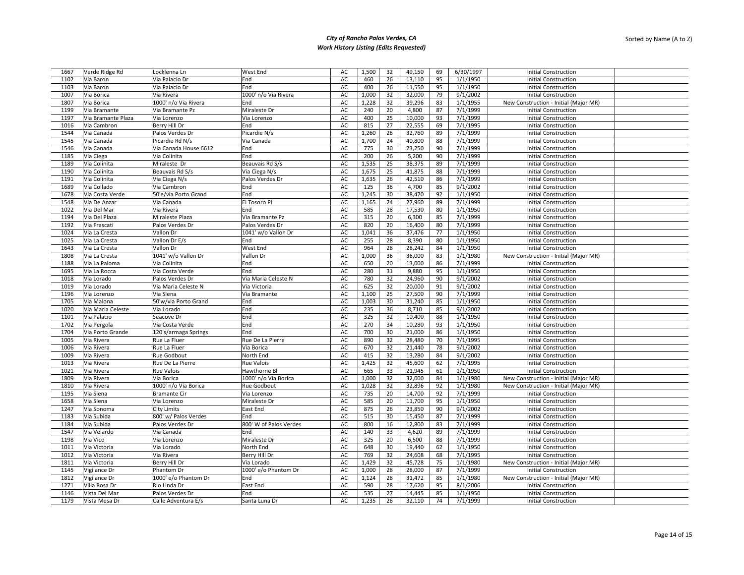# City of Rancho Palos Verdes, CA
## Work History Listing (Edits Requested)

Sorted by Name (A to Z)

| | | | | | | | | | | | |
|---|---|---|---|---|---|---|---|---|---|---|---|
| 1667 | Verde Ridge Rd | Locklenna Ln | West End | AC | 1,500 | 32 | 49,150 | 69 | 6/30/1997 | Initial Construction | |
| 1102 | Via Baron | Via Palacio Dr | End | AC | 460 | 26 | 13,110 | 95 | 1/1/1950 | Initial Construction | |
| 1103 | Via Baron | Via Palacio Dr | End | AC | 400 | 26 | 11,550 | 95 | 1/1/1950 | Initial Construction | |
| 1007 | Via Borica | Via Rivera | 1000' n/o Via Rivera | AC | 1,000 | 32 | 32,000 | 79 | 9/1/2002 | Initial Construction | |
| 1807 | Via Borica | 1000' n/o Via Rivera | End | AC | 1,228 | 32 | 39,296 | 83 | 1/1/1955 | New Construction - Initial (Major MR) | |
| 1199 | Via Bramante | Via Bramante Pz | Miraleste Dr | AC | 240 | 20 | 4,800 | 87 | 7/1/1999 | Initial Construction | |
| 1197 | Via Bramante Plaza | Via Lorenzo | Via Lorenzo | AC | 400 | 25 | 10,000 | 93 | 7/1/1999 | Initial Construction | |
| 1016 | Via Cambron | Berry Hill Dr | End | AC | 815 | 27 | 22,555 | 69 | 7/1/1995 | Initial Construction | |
| 1544 | Via Canada | Palos Verdes Dr | Picardie N/s | AC | 1,260 | 26 | 32,760 | 89 | 7/1/1999 | Initial Construction | |
| 1545 | Via Canada | Picardie Rd N/s | Via Canada | AC | 1,700 | 24 | 40,800 | 88 | 7/1/1999 | Initial Construction | |
| 1546 | Via Canada | Via Canada House 6612 | End | AC | 775 | 30 | 23,250 | 90 | 7/1/1999 | Initial Construction | |
| 1185 | Via Ciega | Via Colinita | End | AC | 200 | 26 | 5,200 | 90 | 7/1/1999 | Initial Construction | |
| 1189 | Via Colinita | Miraleste Dr | Beauvais Rd S/s | AC | 1,535 | 25 | 38,375 | 89 | 7/1/1999 | Initial Construction | |
| 1190 | Via Colinita | Beauvais Rd S/s | Via Ciega N/s | AC | 1,675 | 25 | 41,875 | 88 | 7/1/1999 | Initial Construction | |
| 1191 | Via Colinita | Via Ciega N/s | Palos Verdes Dr | AC | 1,635 | 26 | 42,510 | 86 | 7/1/1999 | Initial Construction | |
| 1689 | Via Collado | Via Cambron | End | AC | 125 | 36 | 4,700 | 85 | 9/1/2002 | Initial Construction | |
| 1678 | Via Costa Verde | 50'e/via Porto Grand | End | AC | 1,245 | 30 | 38,470 | 92 | 1/1/1950 | Initial Construction | |
| 1548 | Via De Anzar | Via Canada | El Tosoro Pl | AC | 1,165 | 24 | 27,960 | 89 | 7/1/1999 | Initial Construction | |
| 1022 | Via Del Mar | Via Rivera | End | AC | 585 | 28 | 17,530 | 80 | 1/1/1950 | Initial Construction | |
| 1194 | Via Del Plaza | Miraleste Plaza | Via Bramante Pz | AC | 315 | 20 | 6,300 | 85 | 7/1/1999 | Initial Construction | |
| 1192 | Via Frascati | Palos Verdes Dr | Palos Verdes Dr | AC | 820 | 20 | 16,400 | 80 | 7/1/1999 | Initial Construction | |
| 1024 | Via La Cresta | Vallon Dr | 1041' w/o Vallon Dr | AC | 1,041 | 36 | 37,476 | 77 | 1/1/1950 | Initial Construction | |
| 1025 | Via La Cresta | Vallon Dr E/s | End | AC | 255 | 28 | 8,390 | 80 | 1/1/1950 | Initial Construction | |
| 1643 | Via La Cresta | Vallon Dr | West End | AC | 964 | 28 | 28,242 | 84 | 1/1/1950 | Initial Construction | |
| 1808 | Via La Cresta | 1041' w/o Vallon Dr | Vallon Dr | AC | 1,000 | 36 | 36,000 | 83 | 1/1/1980 | New Construction - Initial (Major MR) | |
| 1188 | Via La Paloma | Via Colinita | End | AC | 650 | 20 | 13,000 | 86 | 7/1/1999 | Initial Construction | |
| 1695 | Via La Rocca | Via Costa Verde | End | AC | 280 | 31 | 9,880 | 95 | 1/1/1950 | Initial Construction | |
| 1018 | Via Lorado | Palos Verdes Dr | Via Maria Celeste N | AC | 780 | 32 | 24,960 | 90 | 9/1/2002 | Initial Construction | |
| 1019 | Via Lorado | Via Maria Celeste N | Via Victoria | AC | 625 | 32 | 20,000 | 91 | 9/1/2002 | Initial Construction | |
| 1196 | Via Lorenzo | Via Siena | Via Bramante | AC | 1,100 | 25 | 27,500 | 90 | 7/1/1999 | Initial Construction | |
| 1705 | Via Malona | 50'w/via Porto Grand | End | AC | 1,003 | 30 | 31,240 | 85 | 1/1/1950 | Initial Construction | |
| 1020 | Via Maria Celeste | Via Lorado | End | AC | 235 | 36 | 8,710 | 85 | 9/1/2002 | Initial Construction | |
| 1101 | Via Palacio | Seacove Dr | End | AC | 325 | 32 | 10,400 | 88 | 1/1/1950 | Initial Construction | |
| 1702 | Via Pergola | Via Costa Verde | End | AC | 270 | 34 | 10,280 | 93 | 1/1/1950 | Initial Construction | |
| 1704 | Via Porto Grande | 120's/armaga Springs | End | AC | 700 | 30 | 21,000 | 86 | 1/1/1950 | Initial Construction | |
| 1005 | Via Rivera | Rue La Fluer | Rue De La Pierre | AC | 890 | 32 | 28,480 | 70 | 7/1/1995 | Initial Construction | |
| 1006 | Via Rivera | Rue La Fluer | Via Borica | AC | 670 | 32 | 21,440 | 78 | 9/1/2002 | Initial Construction | |
| 1009 | Via Rivera | Rue Godbout | North End | AC | 415 | 32 | 13,280 | 84 | 9/1/2002 | Initial Construction | |
| 1013 | Via Rivera | Rue De La Pierre | Rue Valois | AC | 1,425 | 32 | 45,600 | 62 | 7/1/1995 | Initial Construction | |
| 1021 | Via Rivera | Rue Valois | Hawthorne Bl | AC | 665 | 33 | 21,945 | 61 | 1/1/1950 | Initial Construction | |
| 1809 | Via Rivera | Via Borica | 1000' n/o Via Borica | AC | 1,000 | 32 | 32,000 | 84 | 1/1/1980 | New Construction - Initial (Major MR) | |
| 1810 | Via Rivera | 1000' n/o Via Borica | Rue Godbout | AC | 1,028 | 32 | 32,896 | 92 | 1/1/1980 | New Construction - Initial (Major MR) | |
| 1195 | Via Siena | Bramante Cir | Via Lorenzo | AC | 735 | 20 | 14,700 | 92 | 7/1/1999 | Initial Construction | |
| 1658 | Via Siena | Via Lorenzo | Miraleste Dr | AC | 585 | 20 | 11,700 | 95 | 1/1/1950 | Initial Construction | |
| 1247 | Via Sonoma | City Limits | East End | AC | 875 | 26 | 23,850 | 90 | 9/1/2002 | Initial Construction | |
| 1183 | Via Subida | 800' w/ Palos Verdes | End | AC | 515 | 30 | 15,450 | 87 | 7/1/1999 | Initial Construction | |
| 1184 | Via Subida | Palos Verdes Dr | 800' W of Palos Verdes | AC | 800 | 16 | 12,800 | 83 | 7/1/1999 | Initial Construction | |
| 1547 | Via Velardo | Via Canada | End | AC | 140 | 33 | 4,620 | 89 | 7/1/1999 | Initial Construction | |
| 1198 | Via Vico | Via Lorenzo | Miraleste Dr | AC | 325 | 20 | 6,500 | 88 | 7/1/1999 | Initial Construction | |
| 1011 | Via Victoria | Via Lorado | North End | AC | 648 | 30 | 19,440 | 62 | 1/1/1950 | Initial Construction | |
| 1012 | Via Victoria | Via Rivera | Berry Hill Dr | AC | 769 | 32 | 24,608 | 68 | 7/1/1995 | Initial Construction | |
| 1811 | Via Victoria | Berry Hill Dr | Via Lorado | AC | 1,429 | 32 | 45,728 | 75 | 1/1/1980 | New Construction - Initial (Major MR) | |
| 1145 | Vigilance Dr | Phantom Dr | 1000' e/o Phantom Dr | AC | 1,000 | 28 | 28,000 | 87 | 7/1/1999 | Initial Construction | |
| 1812 | Vigilance Dr | 1000' e/o Phantom Dr | End | AC | 1,124 | 28 | 31,472 | 85 | 1/1/1980 | New Construction - Initial (Major MR) | |
| 1271 | Villa Rosa Dr | Rio Linda Dr | East End | AC | 590 | 28 | 17,620 | 95 | 8/1/2006 | Initial Construction | |
| 1146 | Vista Del Mar | Palos Verdes Dr | End | AC | 535 | 27 | 14,445 | 85 | 1/1/1950 | Initial Construction | |
| 1179 | Vista Mesa Dr | Calle Adventura E/s | Santa Luna Dr | AC | 1,235 | 26 | 32,110 | 74 | 7/1/1999 | Initial Construction | |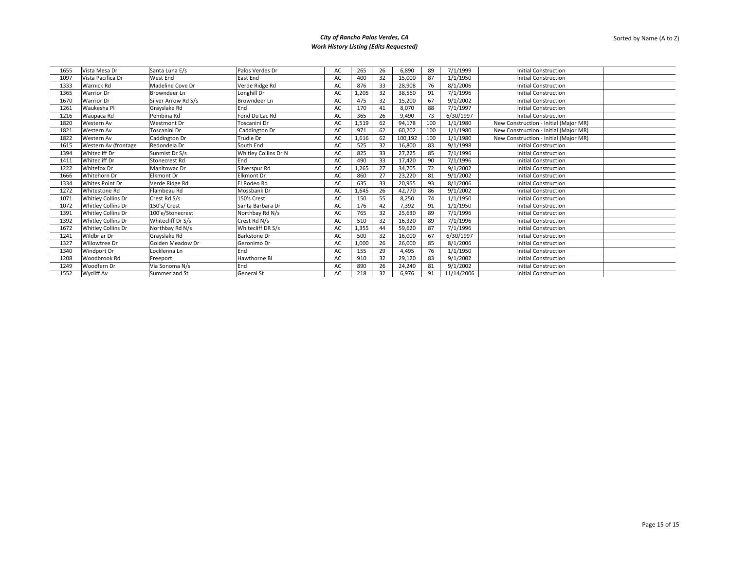| | | | | | | | | | | | |
|---|---|---|---|---|---|---|---|---|---|---|---|
| 1655 | Vista Mesa Dr | Santa Luna E/s | Palos Verdes Dr | AC | 265 | 26 | 6,890 | 89 | 7/1/1999 | Initial Construction | |
| 1097 | Vista Pacifica Dr | West End | East End | AC | 400 | 32 | 15,000 | 87 | 1/1/1950 | Initial Construction | |
| 1333 | Warnick Rd | Madeline Cove Dr | Verde Ridge Rd | AC | 876 | 33 | 28,908 | 76 | 8/1/2006 | Initial Construction | |
| 1365 | Warrior Dr | Browndeer Ln | Longhill Dr | AC | 1,205 | 32 | 38,560 | 91 | 7/1/1996 | Initial Construction | |
| 1670 | Warrior Dr | Silver Arrow Rd S/s | Browndeer Ln | AC | 475 | 32 | 15,200 | 67 | 9/1/2002 | Initial Construction | |
| 1261 | Waukesha Pl | Grayslake Rd | End | AC | 170 | 41 | 8,070 | 88 | 7/1/1997 | Initial Construction | |
| 1216 | Waupaca Rd | Pembina Rd | Fond Du Lac Rd | AC | 365 | 26 | 9,490 | 73 | 6/30/1997 | Initial Construction | |
| 1820 | Western Av | Westmont Dr | Toscanini Dr | AC | 1,519 | 62 | 94,178 | 100 | 1/1/1980 | New Construction - Initial (Major MR) | |
| 1821 | Western Av | Toscanini Dr | Caddington Dr | AC | 971 | 62 | 60,202 | 100 | 1/1/1980 | New Construction - Initial (Major MR) | |
| 1822 | Western Av | Caddington Dr | Trudie Dr | AC | 1,616 | 62 | 100,192 | 100 | 1/1/1980 | New Construction - Initial (Major MR) | |
| 1615 | Western Av (frontage | Redondela Dr | South End | AC | 525 | 32 | 16,800 | 83 | 9/1/1998 | Initial Construction | |
| 1394 | Whitecliff Dr | Sunmist Dr S/s | Whitley Collins Dr N | AC | 825 | 33 | 27,225 | 85 | 7/1/1996 | Initial Construction | |
| 1411 | Whitecliff Dr | Stonecrest Rd | End | AC | 490 | 33 | 17,420 | 90 | 7/1/1996 | Initial Construction | |
| 1222 | Whitefox Dr | Manitowac Dr | Silverspur Rd | AC | 1,265 | 27 | 34,705 | 72 | 9/1/2002 | Initial Construction | |
| 1666 | Whitehorn Dr | Elkmont Dr | Elkmont Dr | AC | 860 | 27 | 23,220 | 81 | 9/1/2002 | Initial Construction | |
| 1334 | Whites Point Dr | Verde Ridge Rd | El Rodeo Rd | AC | 635 | 33 | 20,955 | 93 | 8/1/2006 | Initial Construction | |
| 1272 | Whitestone Rd | Flambeau Rd | Mossbank Dr | AC | 1,645 | 26 | 42,770 | 86 | 9/1/2002 | Initial Construction | |
| 1071 | Whitley Collins Dr | Crest Rd S/s | 150's Crest | AC | 150 | 55 | 8,250 | 74 | 1/1/1950 | Initial Construction | |
| 1072 | Whitley Collins Dr | 150's/ Crest | Santa Barbara Dr | AC | 176 | 42 | 7,392 | 91 | 1/1/1950 | Initial Construction | |
| 1391 | Whitley Collins Dr | 100'e/Stonecrest | Northbay Rd N/s | AC | 765 | 32 | 25,630 | 89 | 7/1/1996 | Initial Construction | |
| 1392 | Whitley Collins Dr | Whitecliff Dr S/s | Crest Rd N/s | AC | 510 | 32 | 16,320 | 89 | 7/1/1996 | Initial Construction | |
| 1672 | Whitley Collins Dr | Northbay Rd N/s | Whitecliff DR S/s | AC | 1,355 | 44 | 59,620 | 87 | 7/1/1996 | Initial Construction | |
| 1241 | Wildbriar Dr | Grayslake Rd | Barkstone Dr | AC | 500 | 32 | 16,000 | 67 | 6/30/1997 | Initial Construction | |
| 1327 | Willowtree Dr | Golden Meadow Dr | Geronimo Dr | AC | 1,000 | 26 | 26,000 | 85 | 8/1/2006 | Initial Construction | |
| 1340 | Windport Dr | Locklenna Ln | End | AC | 155 | 29 | 4,495 | 76 | 1/1/1950 | Initial Construction | |
| 1208 | Woodbrook Rd | Freeport | Hawthorne Bl | AC | 910 | 32 | 29,120 | 83 | 9/1/2002 | Initial Construction | |
| 1249 | Woodfern Dr | Via Sonoma N/s | End | AC | 890 | 26 | 24,240 | 81 | 9/1/2002 | Initial Construction | |
| 1552 | Wycliff Av | Summerland St | General St | AC | 218 | 32 | 6,976 | 91 | 11/14/2006 | Initial Construction | |